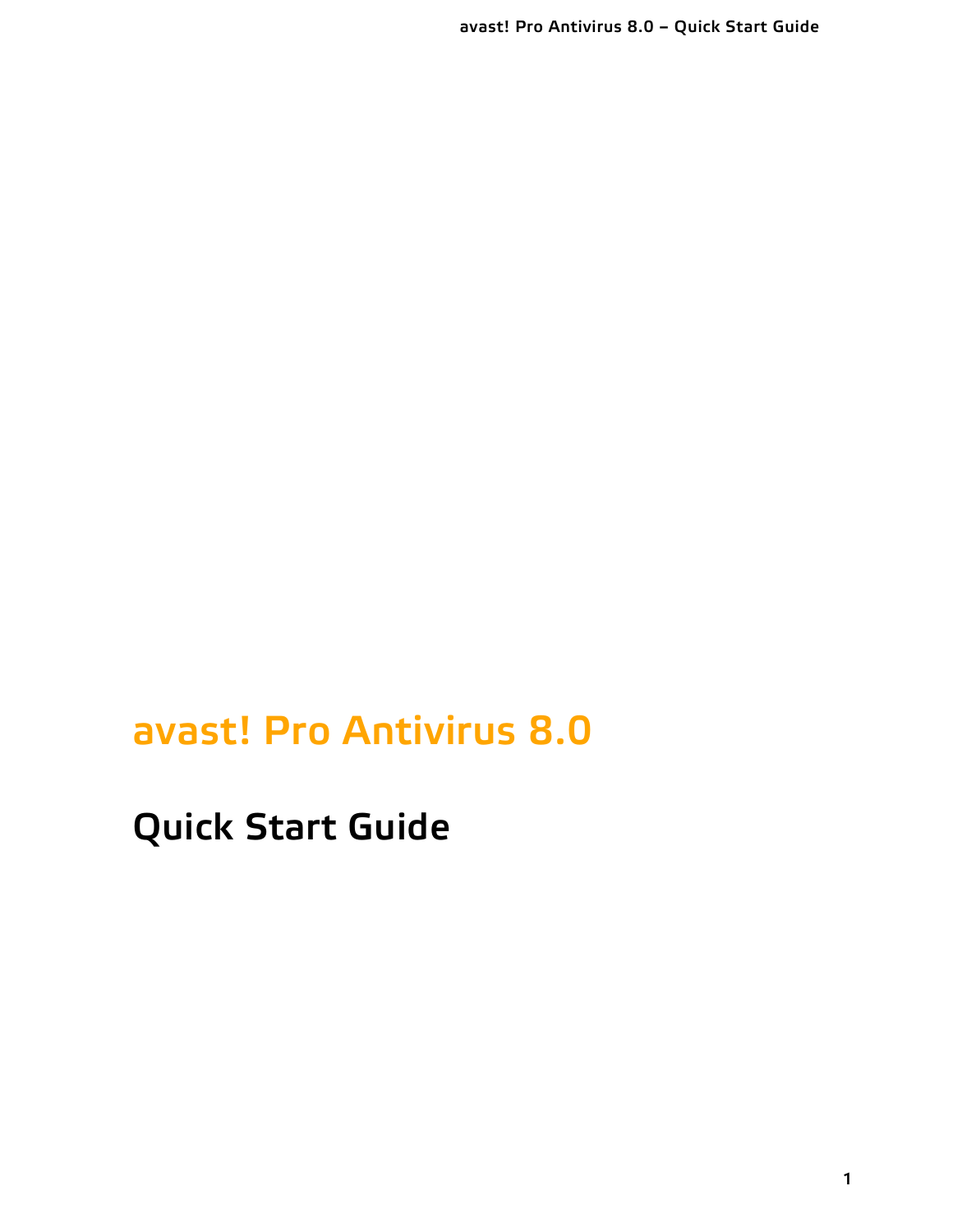# avast! Pro Antivirus 8.0

## Quick Start Guide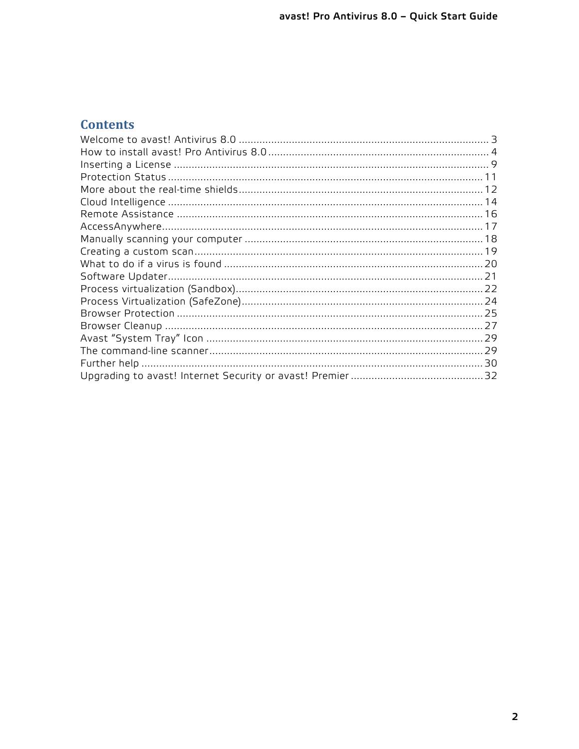## Contents

| | |
|---|---|
| Welcome to avast! Antivirus 8.0 | 3 |
| How to install avast! Pro Antivirus 8.0 | 4 |
| Inserting a License | 9 |
| Protection Status | 11 |
| More about the real-time shields | 12 |
| Cloud Intelligence | 14 |
| Remote Assistance | 16 |
| AccessAnywhere | 17 |
| Manually scanning your computer | 18 |
| Creating a custom scan | 19 |
| What to do if a virus is found | 20 |
| Software Updater | 21 |
| Process virtualization (Sandbox) | 22 |
| Process Virtualization (SafeZone) | 24 |
| Browser Protection | 25 |
| Browser Cleanup | 27 |
| Avast "System Tray" Icon | 29 |
| The command-line scanner | 29 |
| Further help | 30 |
| Upgrading to avast! Internet Security or avast! Premier | 32 |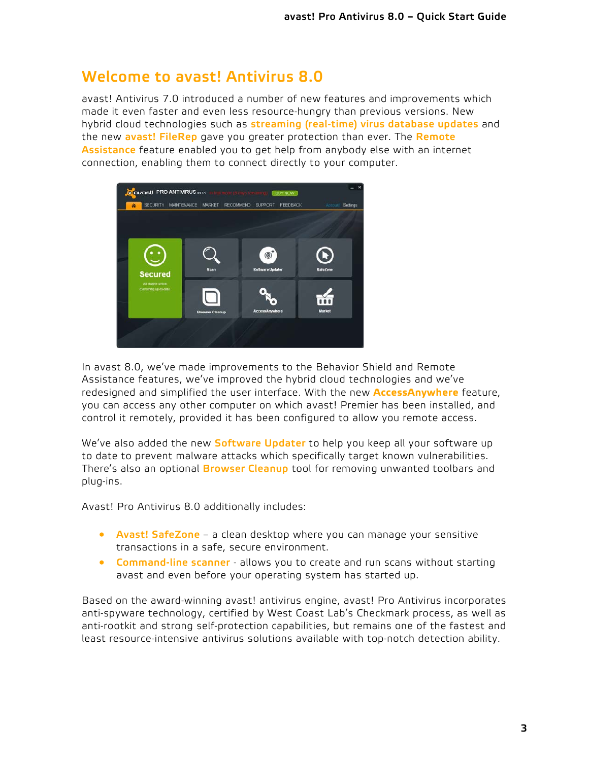# Welcome to avast! Antivirus 8.0

avast! Antivirus 7.0 introduced a number of new features and improvements which made it even faster and even less resource-hungry than previous versions. New hybrid cloud technologies such as **streaming (real-time) virus database updates** and the new **avast! FileRep** gave you greater protection than ever. The **Remote Assistance** feature enabled you to get help from anybody else with an internet connection, enabling them to connect directly to your computer.

In avast 8.0, we've made improvements to the Behavior Shield and Remote Assistance features, we've improved the hybrid cloud technologies and we've redesigned and simplified the user interface. With the new **AccessAnywhere** feature, you can access any other computer on which avast! Premier has been installed, and control it remotely, provided it has been configured to allow you remote access.

We've also added the new **Software Updater** to help you keep all your software up to date to prevent malware attacks which specifically target known vulnerabilities. There's also an optional **Browser Cleanup** tool for removing unwanted toolbars and plug-ins.

Avast! Pro Antivirus 8.0 additionally includes:

- **Avast! SafeZone** – a clean desktop where you can manage your sensitive transactions in a safe, secure environment.
- **Command-line scanner** - allows you to create and run scans without starting avast and even before your operating system has started up.

Based on the award-winning avast! antivirus engine, avast! Pro Antivirus incorporates anti-spyware technology, certified by West Coast Lab's Checkmark process, as well as anti-rootkit and strong self-protection capabilities, but remains one of the fastest and least resource-intensive antivirus solutions available with top-notch detection ability.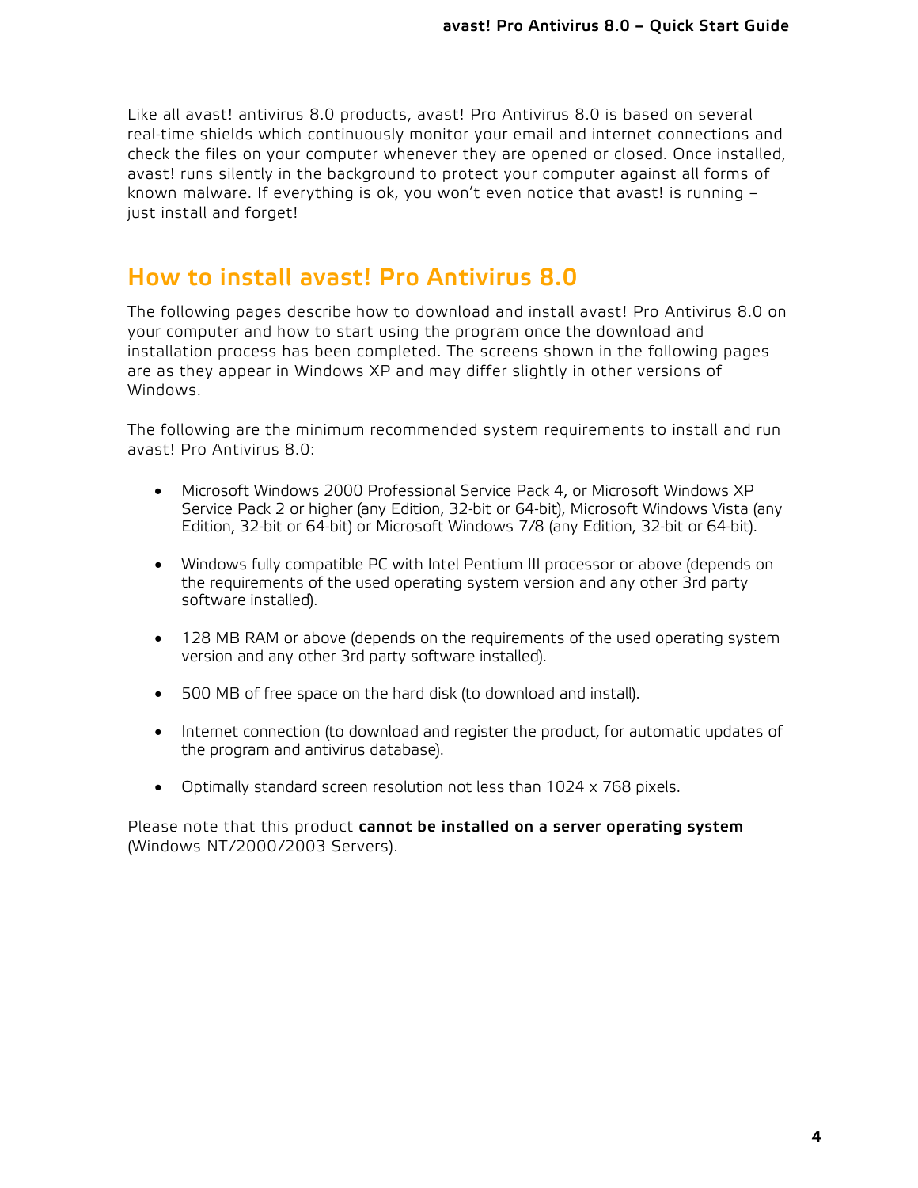Like all avast! antivirus 8.0 products, avast! Pro Antivirus 8.0 is based on several real-time shields which continuously monitor your email and internet connections and check the files on your computer whenever they are opened or closed. Once installed, avast! runs silently in the background to protect your computer against all forms of known malware. If everything is ok, you won't even notice that avast! is running – just install and forget!

## How to install avast! Pro Antivirus 8.0

The following pages describe how to download and install avast! Pro Antivirus 8.0 on your computer and how to start using the program once the download and installation process has been completed. The screens shown in the following pages are as they appear in Windows XP and may differ slightly in other versions of Windows.

The following are the minimum recommended system requirements to install and run avast! Pro Antivirus 8.0:

- Microsoft Windows 2000 Professional Service Pack 4, or Microsoft Windows XP Service Pack 2 or higher (any Edition, 32-bit or 64-bit), Microsoft Windows Vista (any Edition, 32-bit or 64-bit) or Microsoft Windows 7/8 (any Edition, 32-bit or 64-bit).

- Windows fully compatible PC with Intel Pentium III processor or above (depends on the requirements of the used operating system version and any other 3rd party software installed).

- 128 MB RAM or above (depends on the requirements of the used operating system version and any other 3rd party software installed).

- 500 MB of free space on the hard disk (to download and install).

- Internet connection (to download and register the product, for automatic updates of the program and antivirus database).

- Optimally standard screen resolution not less than 1024 x 768 pixels.

Please note that this product **cannot be installed on a server operating system** (Windows NT/2000/2003 Servers).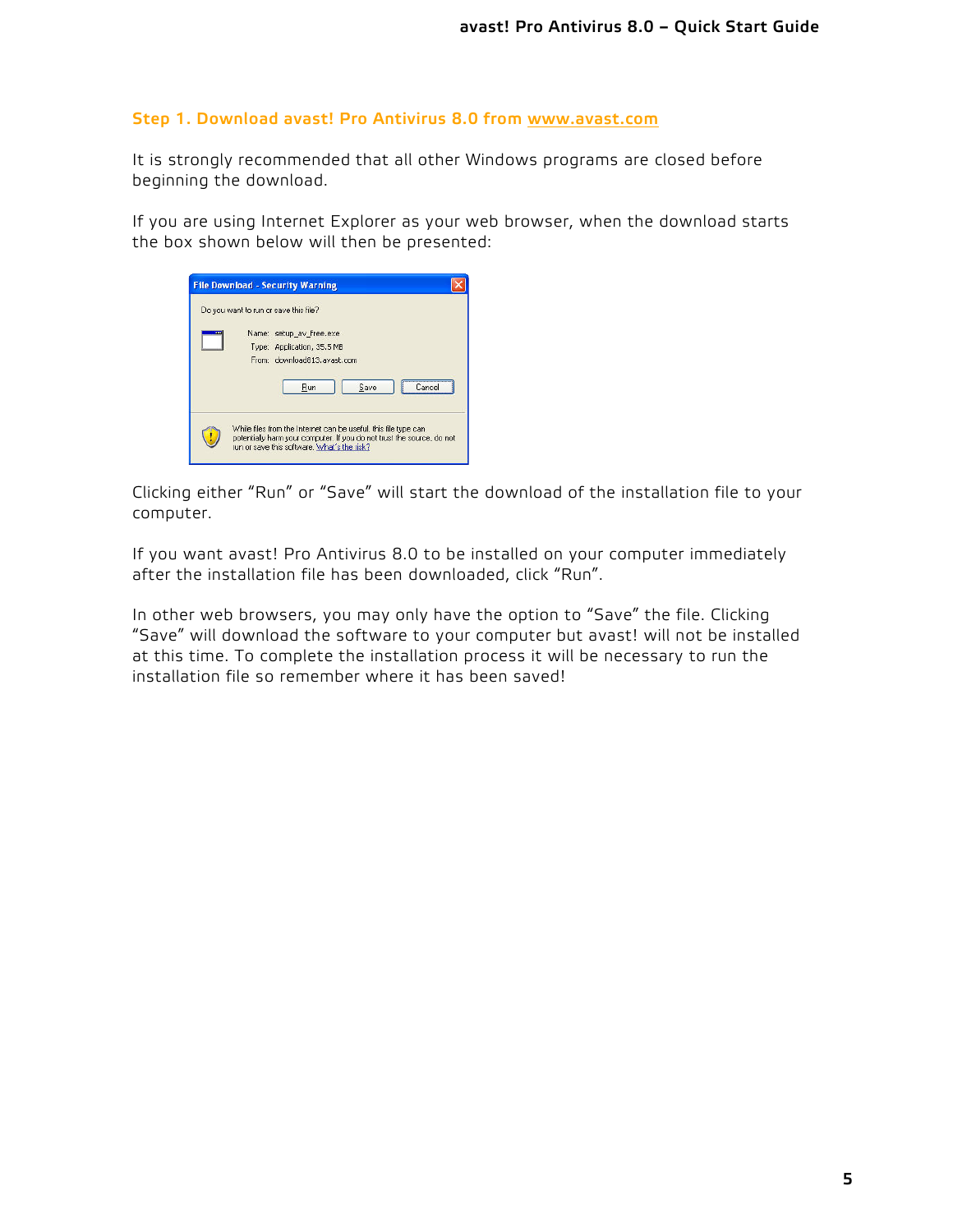### Step 1. Download avast! Pro Antivirus 8.0 from www.avast.com

It is strongly recommended that all other Windows programs are closed before beginning the download.

If you are using Internet Explorer as your web browser, when the download starts the box shown below will then be presented:

Clicking either "Run" or "Save" will start the download of the installation file to your computer.

If you want avast! Pro Antivirus 8.0 to be installed on your computer immediately after the installation file has been downloaded, click "Run".

In other web browsers, you may only have the option to "Save" the file. Clicking "Save" will download the software to your computer but avast! will not be installed at this time. To complete the installation process it will be necessary to run the installation file so remember where it has been saved!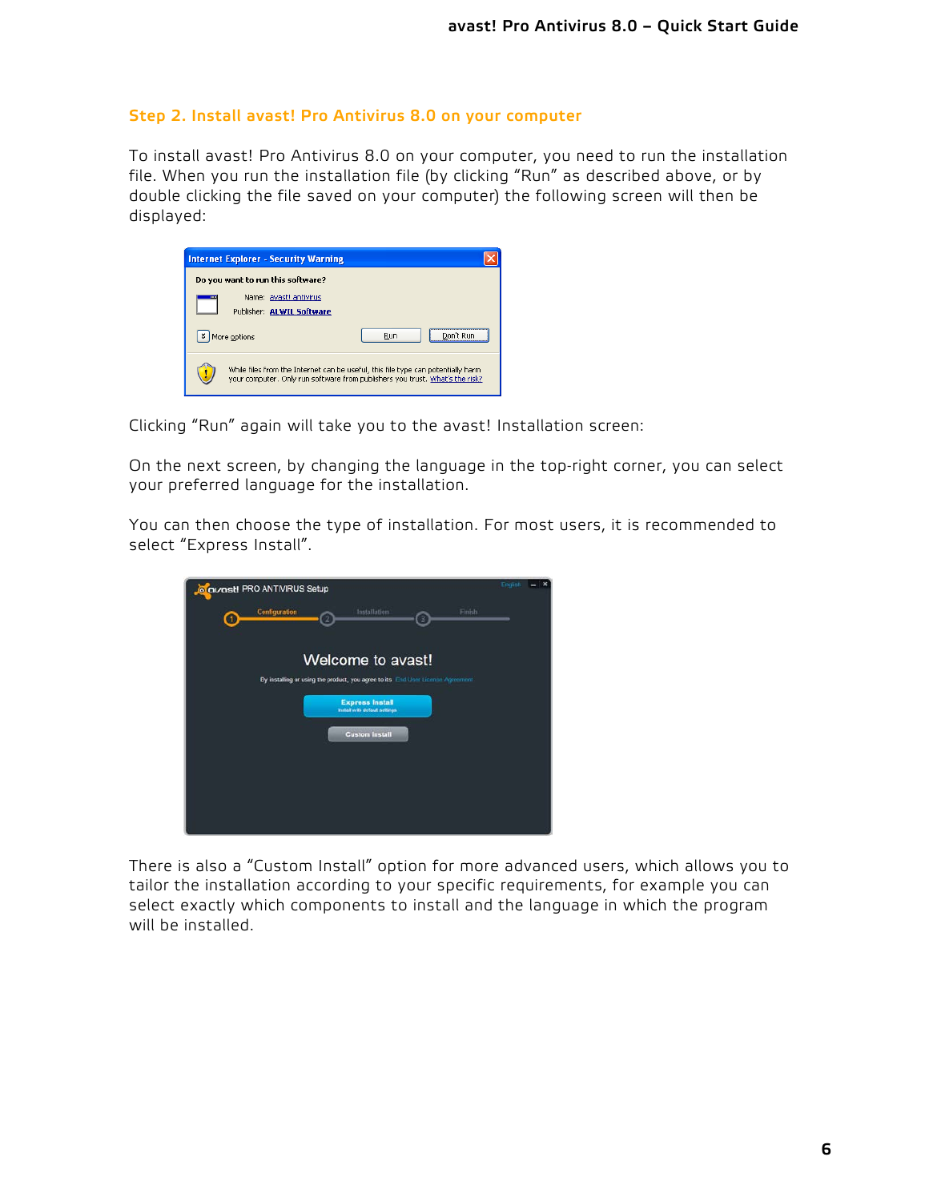## Step 2. Install avast! Pro Antivirus 8.0 on your computer

To install avast! Pro Antivirus 8.0 on your computer, you need to run the installation file. When you run the installation file (by clicking “Run” as described above, or by double clicking the file saved on your computer) the following screen will then be displayed:

Clicking “Run” again will take you to the avast! Installation screen:

On the next screen, by changing the language in the top-right corner, you can select your preferred language for the installation.

You can then choose the type of installation. For most users, it is recommended to select “Express Install”.

There is also a “Custom Install” option for more advanced users, which allows you to tailor the installation according to your specific requirements, for example you can select exactly which components to install and the language in which the program will be installed.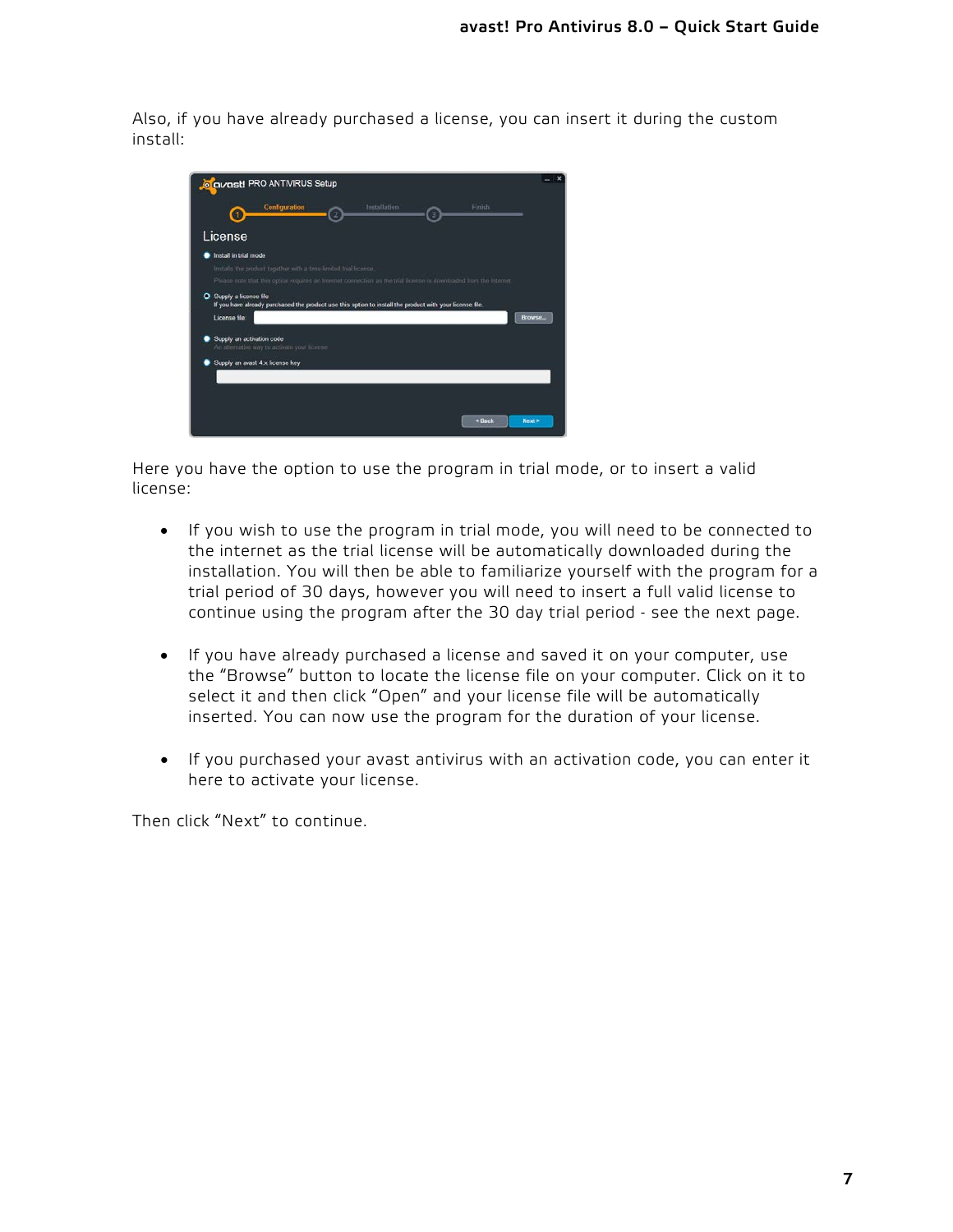Also, if you have already purchased a license, you can insert it during the custom install:

Here you have the option to use the program in trial mode, or to insert a valid license:

- If you wish to use the program in trial mode, you will need to be connected to the internet as the trial license will be automatically downloaded during the installation. You will then be able to familiarize yourself with the program for a trial period of 30 days, however you will need to insert a full valid license to continue using the program after the 30 day trial period - see the next page.

- If you have already purchased a license and saved it on your computer, use the “Browse” button to locate the license file on your computer. Click on it to select it and then click “Open” and your license file will be automatically inserted. You can now use the program for the duration of your license.

- If you purchased your avast antivirus with an activation code, you can enter it here to activate your license.

Then click “Next” to continue.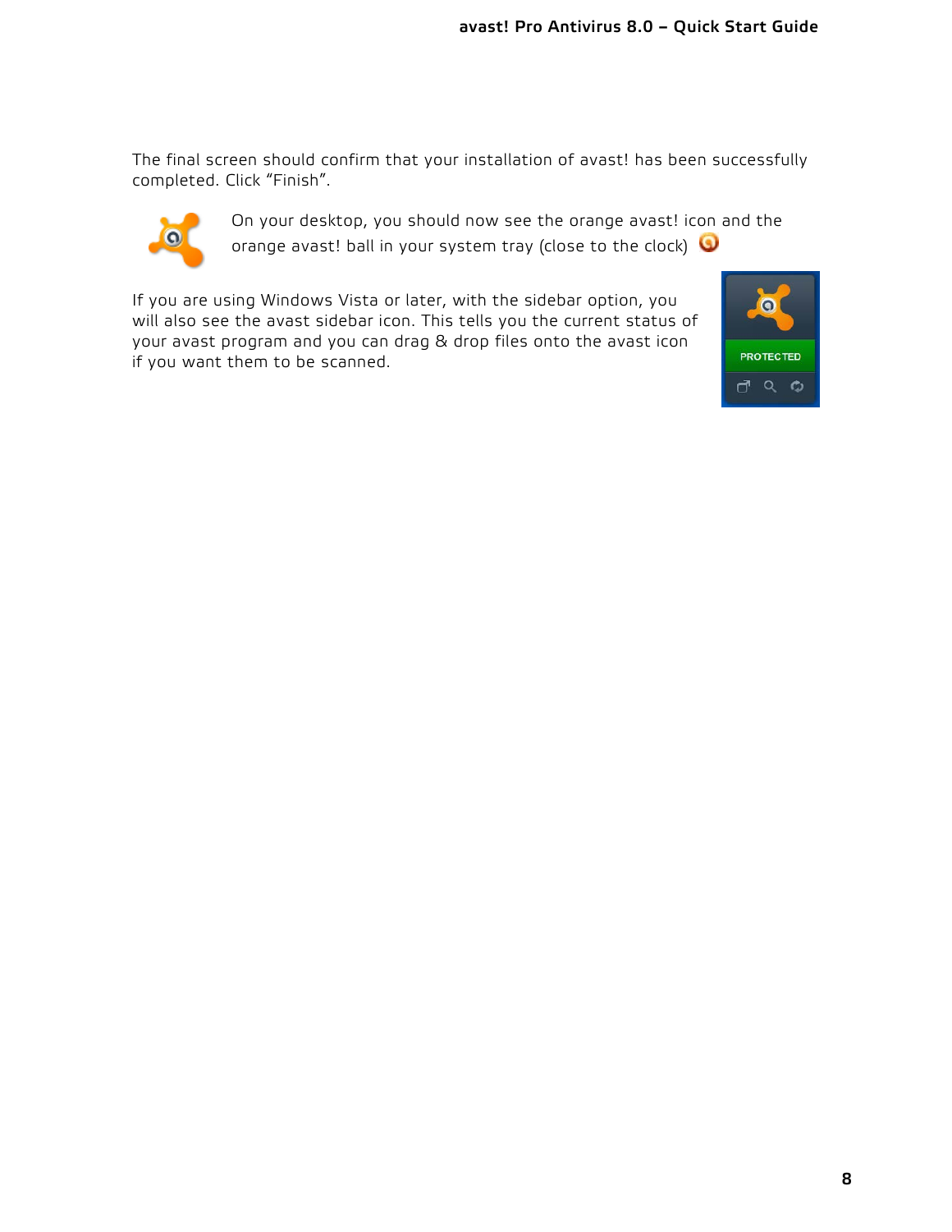The final screen should confirm that your installation of avast! has been successfully completed. Click "Finish".

On your desktop, you should now see the orange avast! icon and the orange avast! ball in your system tray (close to the clock)

If you are using Windows Vista or later, with the sidebar option, you will also see the avast sidebar icon. This tells you the current status of your avast program and you can drag & drop files onto the avast icon if you want them to be scanned.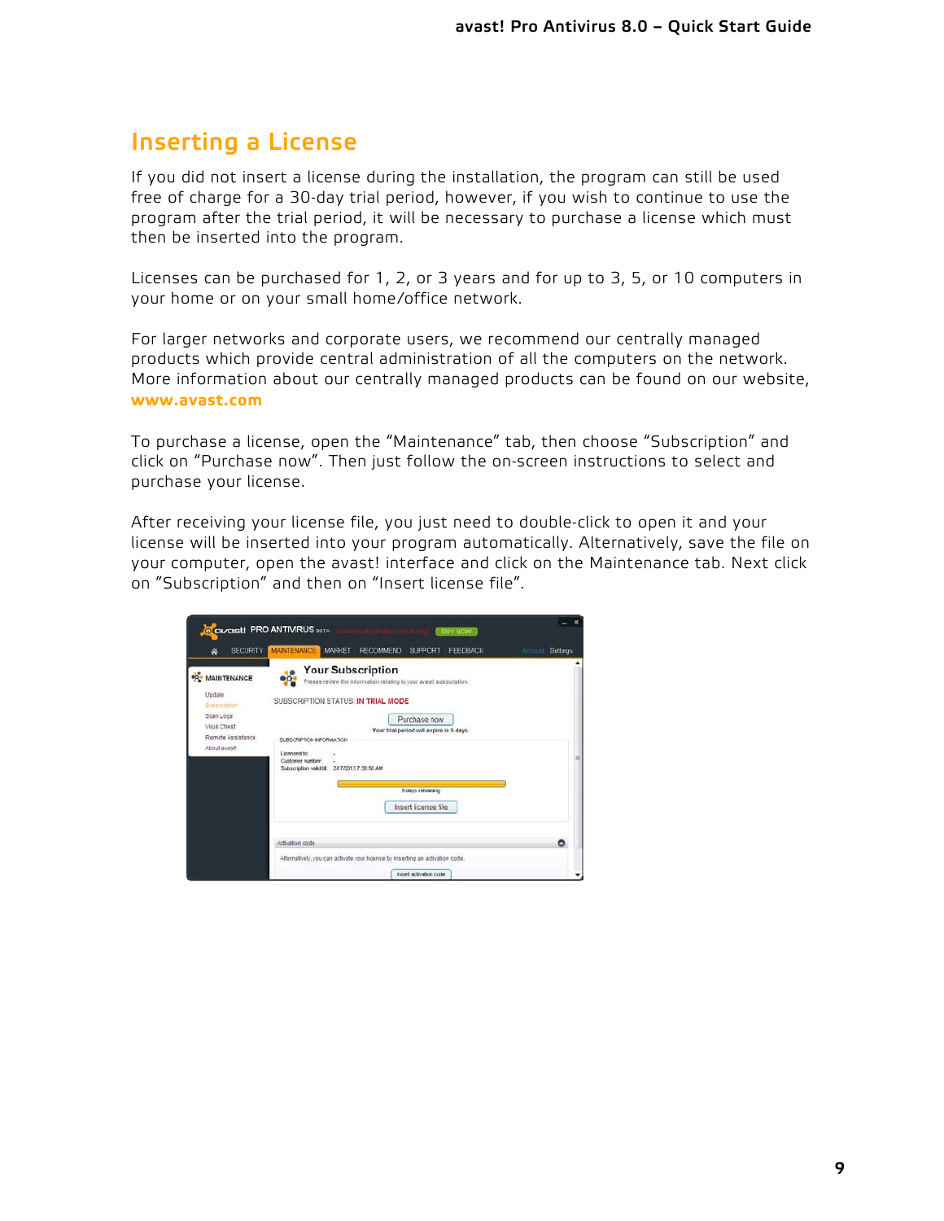# Inserting a License

If you did not insert a license during the installation, the program can still be used free of charge for a 30-day trial period, however, if you wish to continue to use the program after the trial period, it will be necessary to purchase a license which must then be inserted into the program.

Licenses can be purchased for 1, 2, or 3 years and for up to 3, 5, or 10 computers in your home or on your small home/office network.

For larger networks and corporate users, we recommend our centrally managed products which provide central administration of all the computers on the network. More information about our centrally managed products can be found on our website, **www.avast.com**

To purchase a license, open the "Maintenance" tab, then choose "Subscription" and click on "Purchase now". Then just follow the on-screen instructions to select and purchase your license.

After receiving your license file, you just need to double-click to open it and your license will be inserted into your program automatically. Alternatively, save the file on your computer, open the avast! interface and click on the Maintenance tab. Next click on "Subscription" and then on "Insert license file".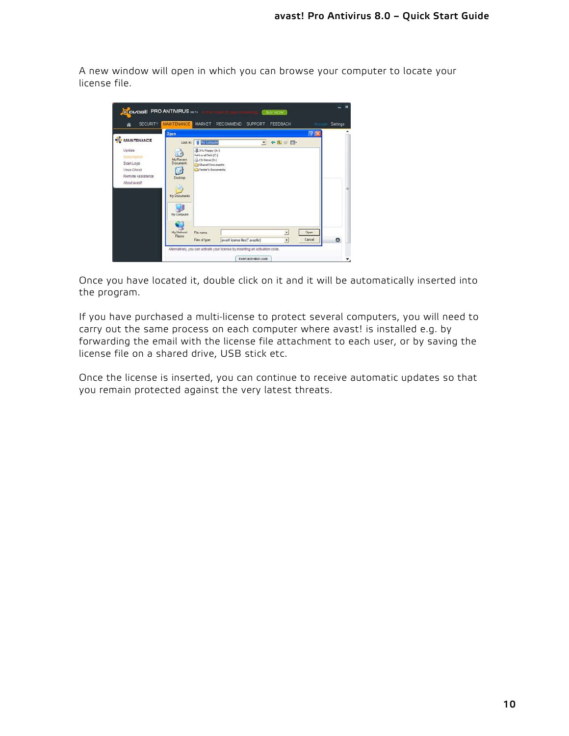A new window will open in which you can browse your computer to locate your license file.

Once you have located it, double click on it and it will be automatically inserted into the program.

If you have purchased a multi-license to protect several computers, you will need to carry out the same process on each computer where avast! is installed e.g. by forwarding the email with the license file attachment to each user, or by saving the license file on a shared drive, USB stick etc.

Once the license is inserted, you can continue to receive automatic updates so that you remain protected against the very latest threats.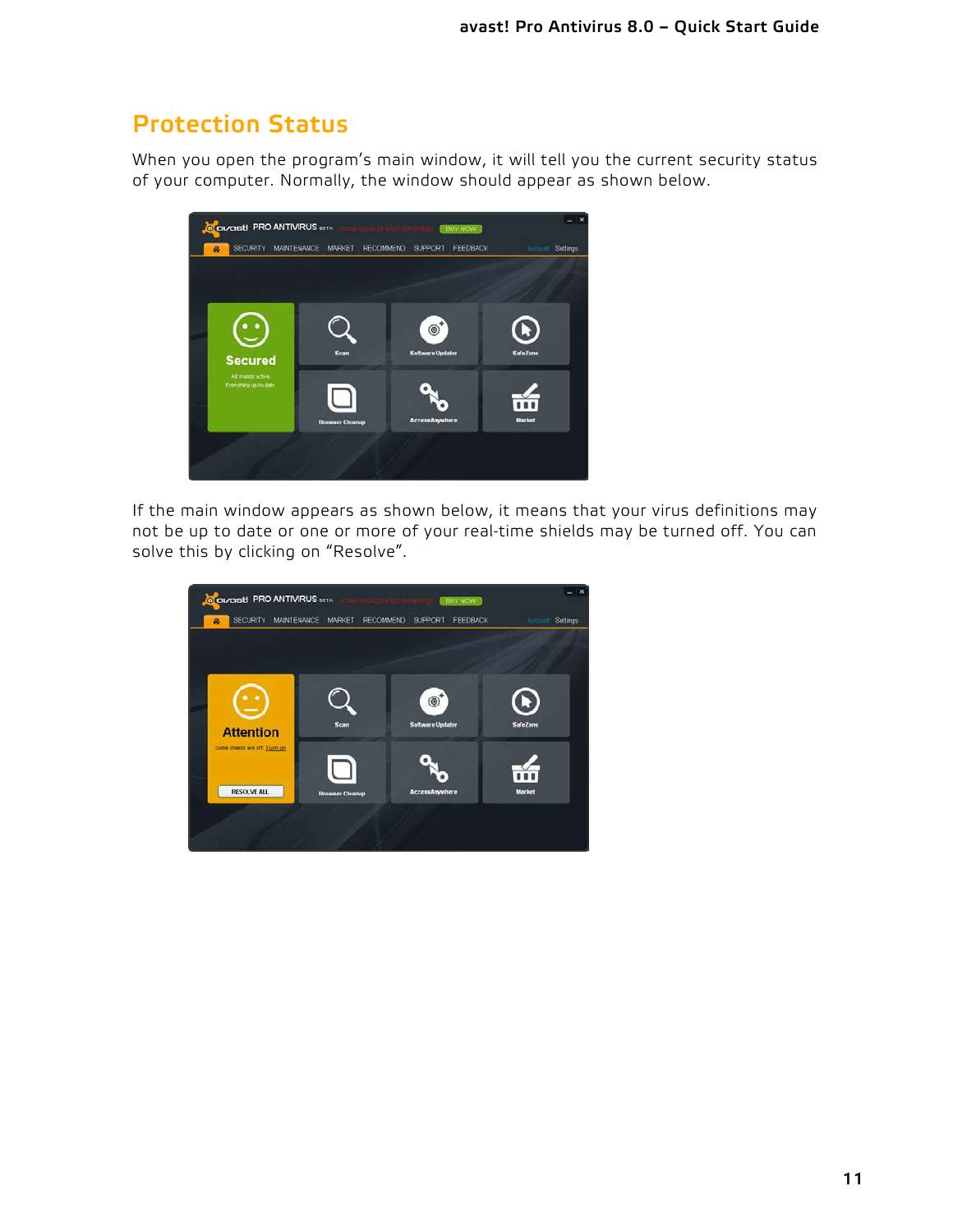## Protection Status

When you open the program's main window, it will tell you the current security status of your computer. Normally, the window should appear as shown below.

If the main window appears as shown below, it means that your virus definitions may not be up to date or one or more of your real-time shields may be turned off. You can solve this by clicking on "Resolve".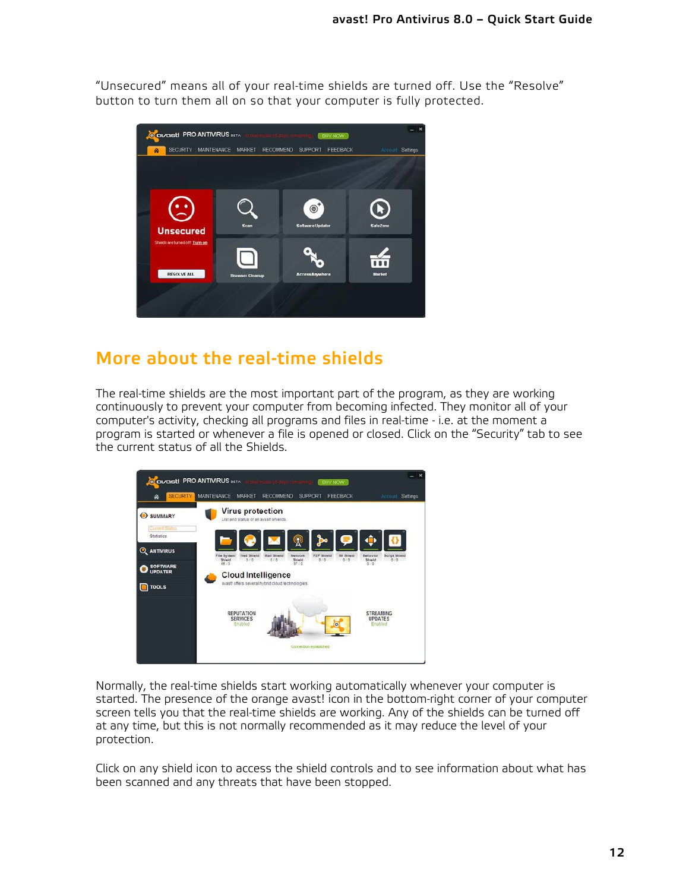“Unsecured” means all of your real-time shields are turned off. Use the “Resolve” button to turn them all on so that your computer is fully protected.

## More about the real-time shields

The real-time shields are the most important part of the program, as they are working continuously to prevent your computer from becoming infected. They monitor all of your computer's activity, checking all programs and files in real-time - i.e. at the moment a program is started or whenever a file is opened or closed. Click on the “Security” tab to see the current status of all the Shields.

Normally, the real-time shields start working automatically whenever your computer is started. The presence of the orange avast! icon in the bottom-right corner of your computer screen tells you that the real-time shields are working. Any of the shields can be turned off at any time, but this is not normally recommended as it may reduce the level of your protection.

Click on any shield icon to access the shield controls and to see information about what has been scanned and any threats that have been stopped.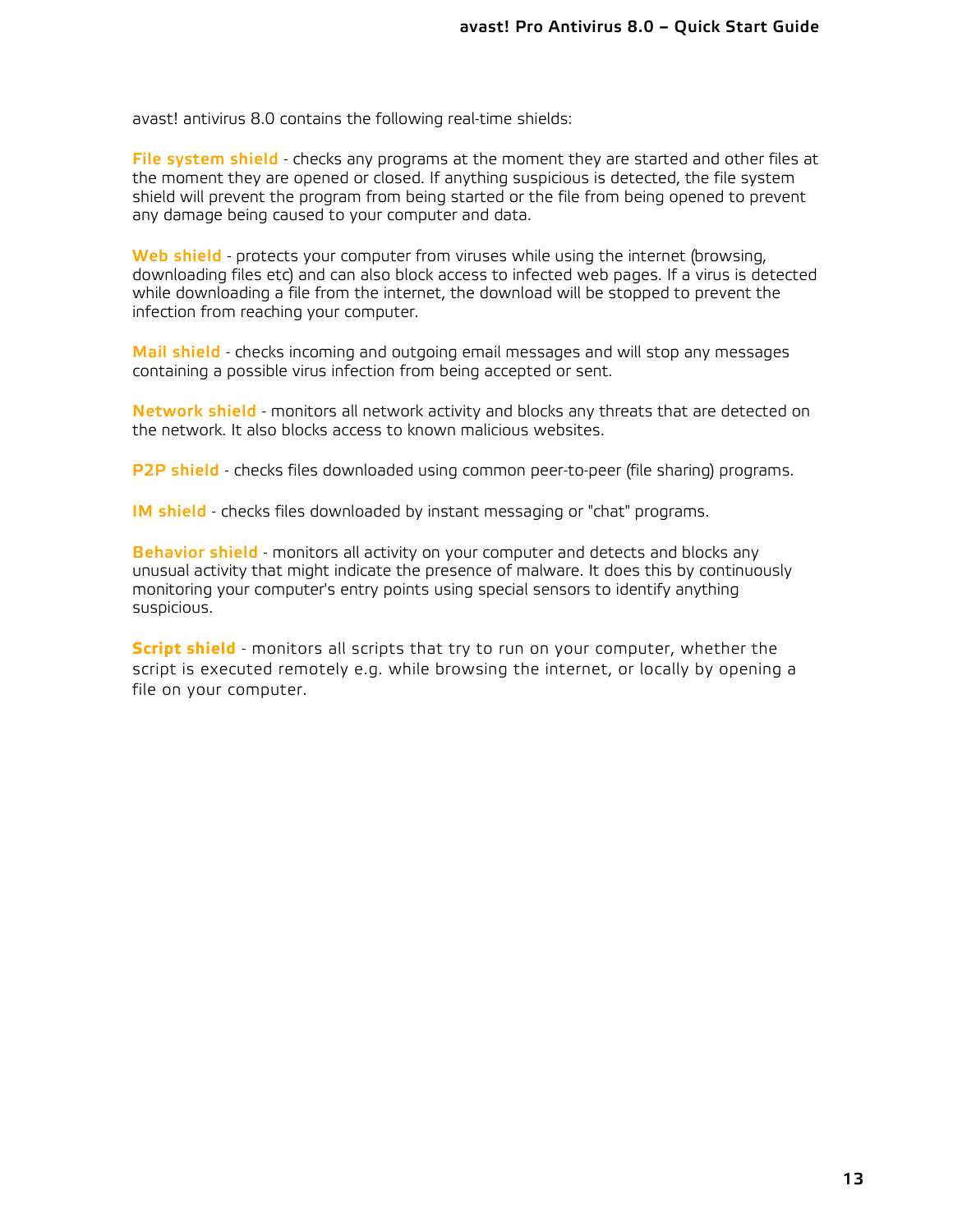avast! antivirus 8.0 contains the following real-time shields:

**File system shield** - checks any programs at the moment they are started and other files at the moment they are opened or closed. If anything suspicious is detected, the file system shield will prevent the program from being started or the file from being opened to prevent any damage being caused to your computer and data.

**Web shield** - protects your computer from viruses while using the internet (browsing, downloading files etc) and can also block access to infected web pages. If a virus is detected while downloading a file from the internet, the download will be stopped to prevent the infection from reaching your computer.

**Mail shield** - checks incoming and outgoing email messages and will stop any messages containing a possible virus infection from being accepted or sent.

**Network shield** - monitors all network activity and blocks any threats that are detected on the network. It also blocks access to known malicious websites.

**P2P shield** - checks files downloaded using common peer-to-peer (file sharing) programs.

**IM shield** - checks files downloaded by instant messaging or "chat" programs.

**Behavior shield** - monitors all activity on your computer and detects and blocks any unusual activity that might indicate the presence of malware. It does this by continuously monitoring your computer's entry points using special sensors to identify anything suspicious.

**Script shield** - monitors all scripts that try to run on your computer, whether the script is executed remotely e.g. while browsing the internet, or locally by opening a file on your computer.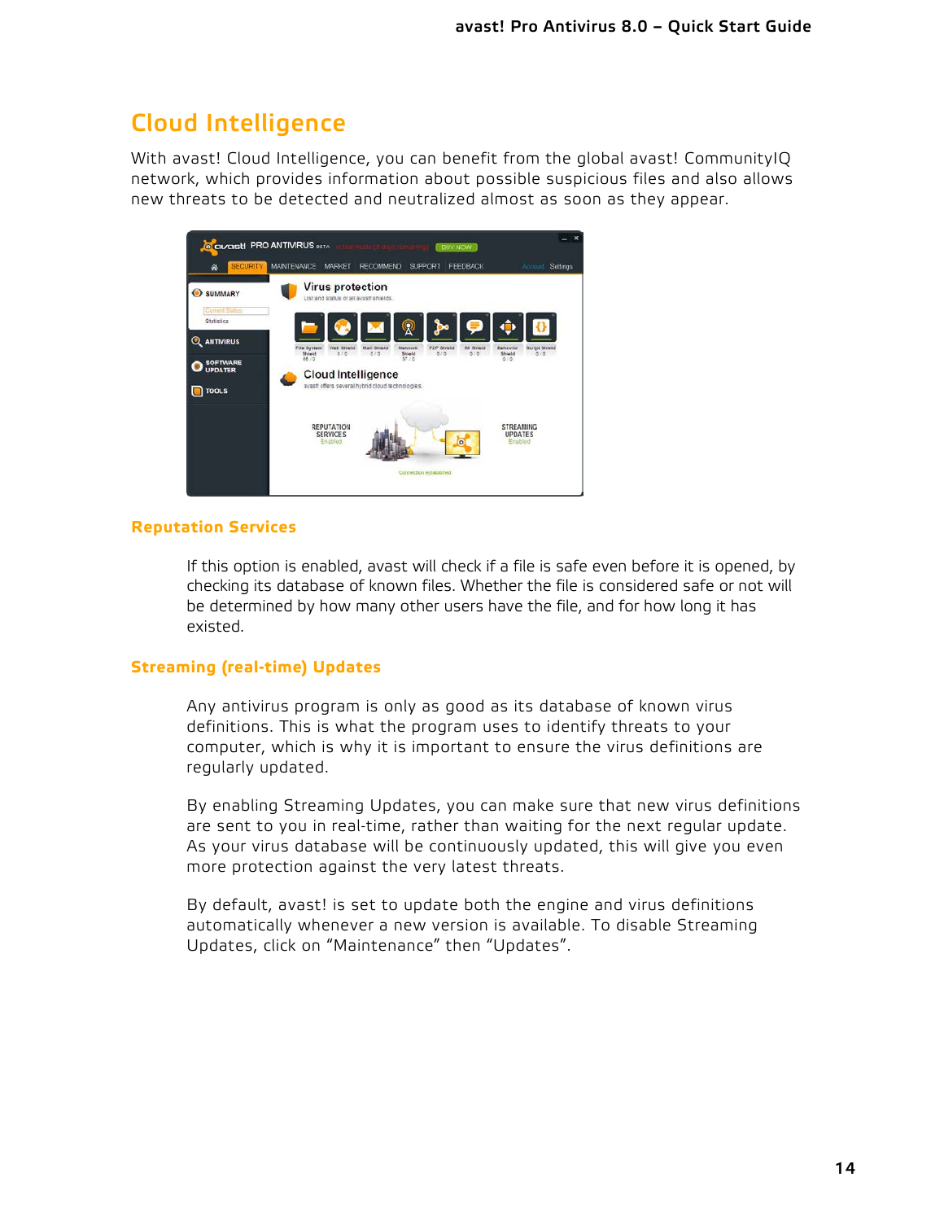# Cloud Intelligence

With avast! Cloud Intelligence, you can benefit from the global avast! CommunityIQ network, which provides information about possible suspicious files and also allows new threats to be detected and neutralized almost as soon as they appear.

## Reputation Services

If this option is enabled, avast will check if a file is safe even before it is opened, by checking its database of known files. Whether the file is considered safe or not will be determined by how many other users have the file, and for how long it has existed.

## Streaming (real-time) Updates

Any antivirus program is only as good as its database of known virus definitions. This is what the program uses to identify threats to your computer, which is why it is important to ensure the virus definitions are regularly updated.

By enabling Streaming Updates, you can make sure that new virus definitions are sent to you in real-time, rather than waiting for the next regular update. As your virus database will be continuously updated, this will give you even more protection against the very latest threats.

By default, avast! is set to update both the engine and virus definitions automatically whenever a new version is available. To disable Streaming Updates, click on “Maintenance” then “Updates”.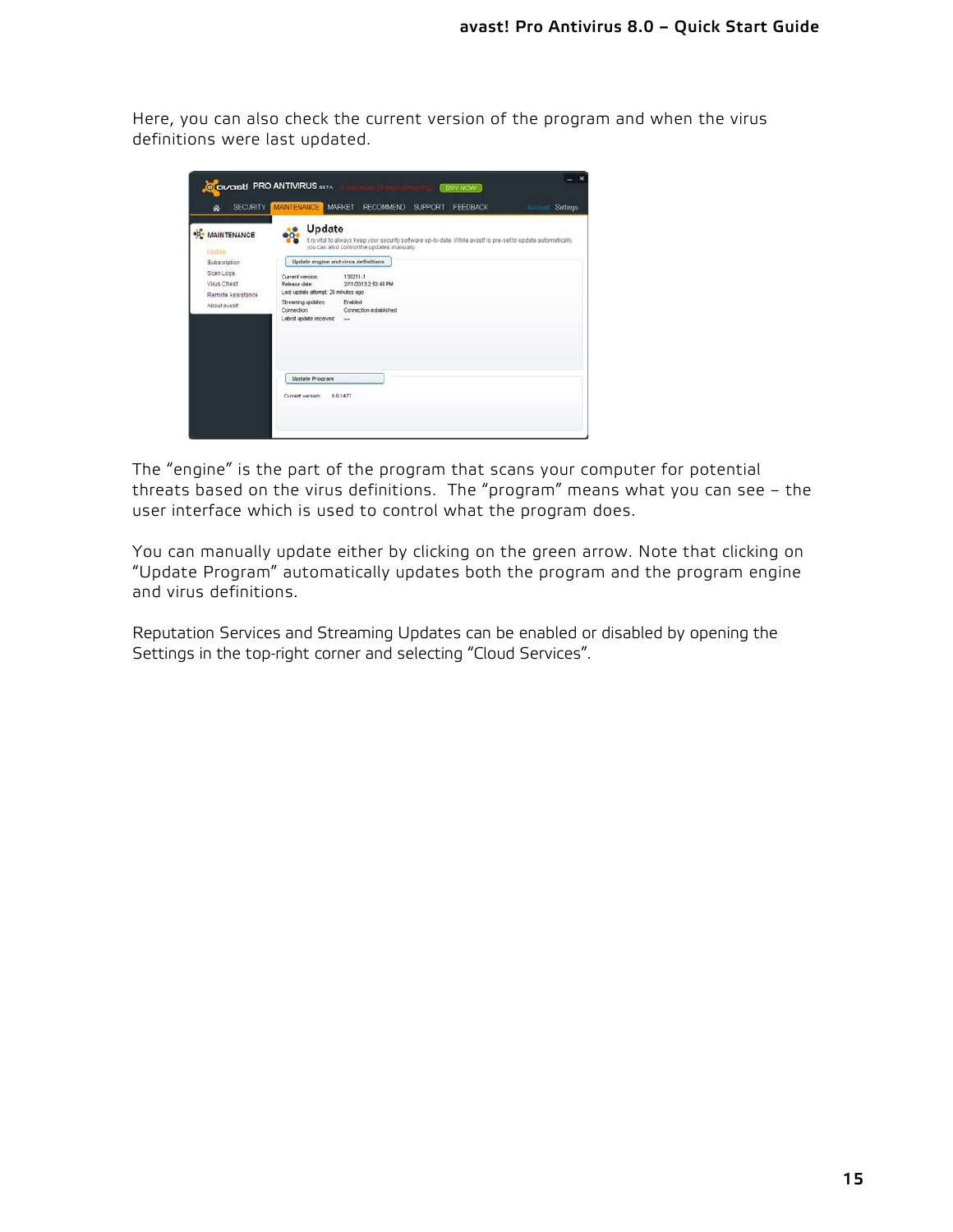Here, you can also check the current version of the program and when the virus definitions were last updated.

The “engine” is the part of the program that scans your computer for potential threats based on the virus definitions.  The “program” means what you can see – the user interface which is used to control what the program does.

You can manually update either by clicking on the green arrow. Note that clicking on “Update Program” automatically updates both the program and the program engine and virus definitions.

Reputation Services and Streaming Updates can be enabled or disabled by opening the Settings in the top-right corner and selecting “Cloud Services”.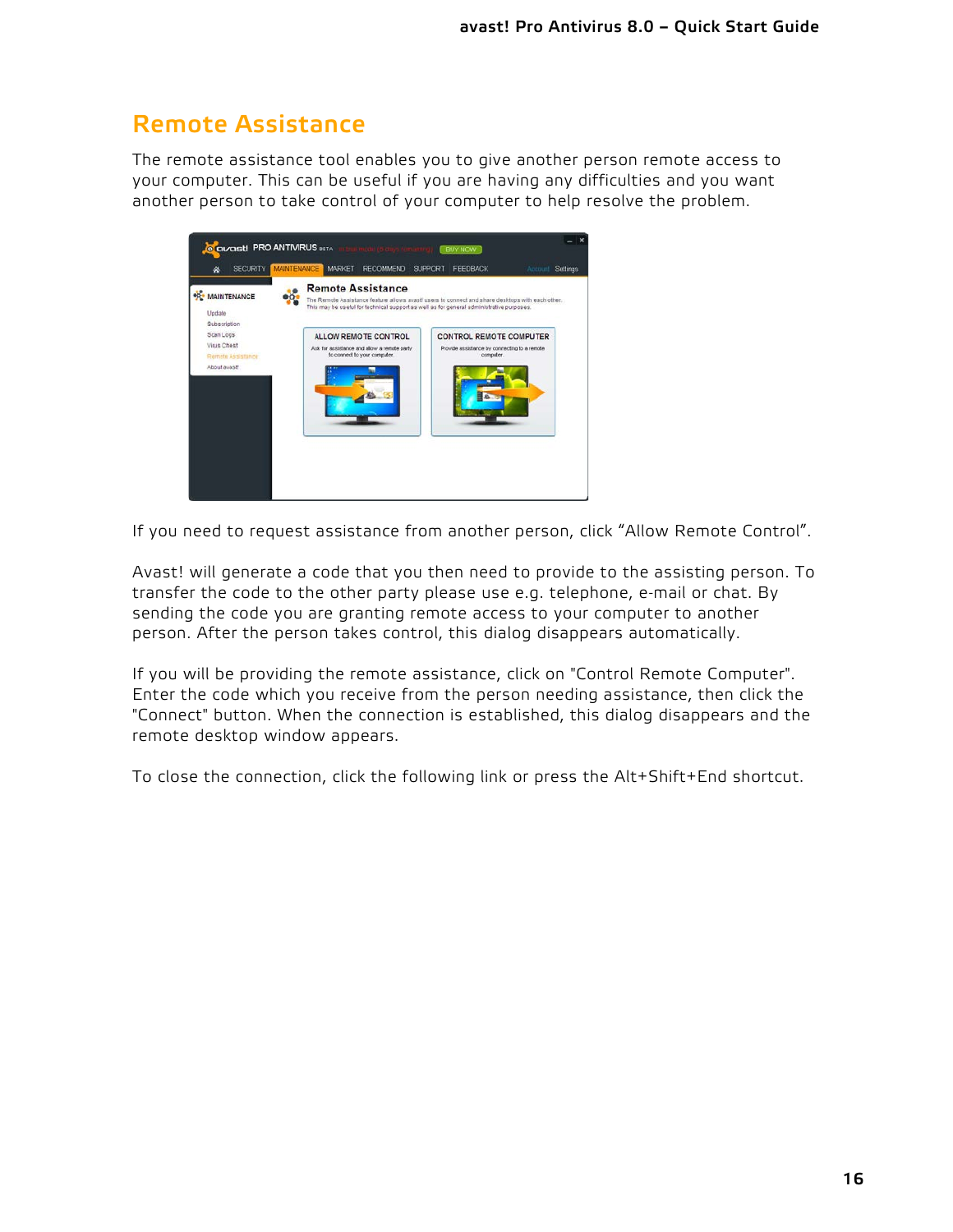## Remote Assistance

The remote assistance tool enables you to give another person remote access to your computer. This can be useful if you are having any difficulties and you want another person to take control of your computer to help resolve the problem.

If you need to request assistance from another person, click “Allow Remote Control”.

Avast! will generate a code that you then need to provide to the assisting person. To transfer the code to the other party please use e.g. telephone, e-mail or chat. By sending the code you are granting remote access to your computer to another person. After the person takes control, this dialog disappears automatically.

If you will be providing the remote assistance, click on "Control Remote Computer". Enter the code which you receive from the person needing assistance, then click the "Connect" button. When the connection is established, this dialog disappears and the remote desktop window appears.

To close the connection, click the following link or press the Alt+Shift+End shortcut.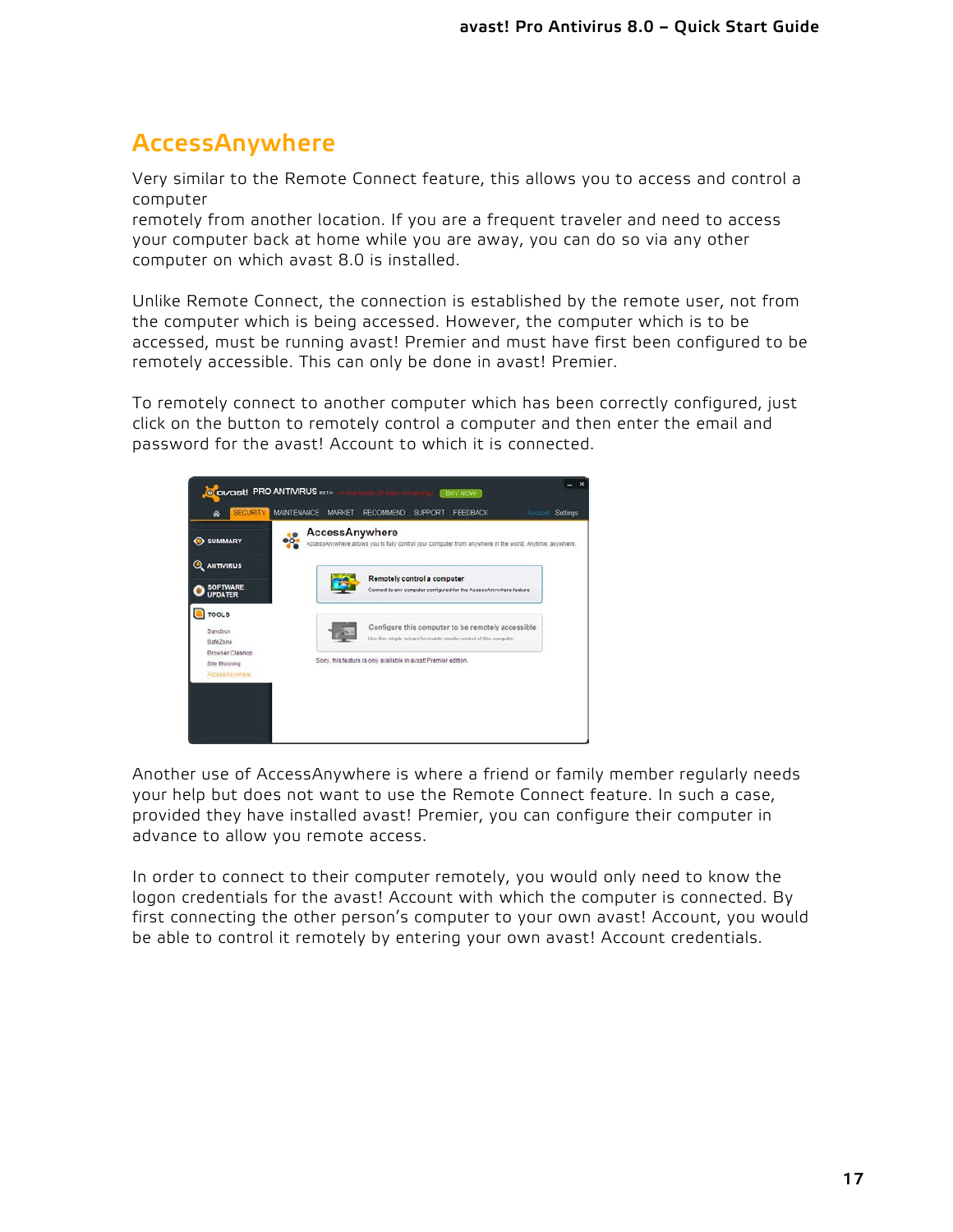## AccessAnywhere

Very similar to the Remote Connect feature, this allows you to access and control a computer
remotely from another location. If you are a frequent traveler and need to access your computer back at home while you are away, you can do so via any other computer on which avast 8.0 is installed.

Unlike Remote Connect, the connection is established by the remote user, not from the computer which is being accessed. However, the computer which is to be accessed, must be running avast! Premier and must have first been configured to be remotely accessible. This can only be done in avast! Premier.

To remotely connect to another computer which has been correctly configured, just click on the button to remotely control a computer and then enter the email and password for the avast! Account to which it is connected.

Another use of AccessAnywhere is where a friend or family member regularly needs your help but does not want to use the Remote Connect feature. In such a case, provided they have installed avast! Premier, you can configure their computer in advance to allow you remote access.

In order to connect to their computer remotely, you would only need to know the logon credentials for the avast! Account with which the computer is connected. By first connecting the other person's computer to your own avast! Account, you would be able to control it remotely by entering your own avast! Account credentials.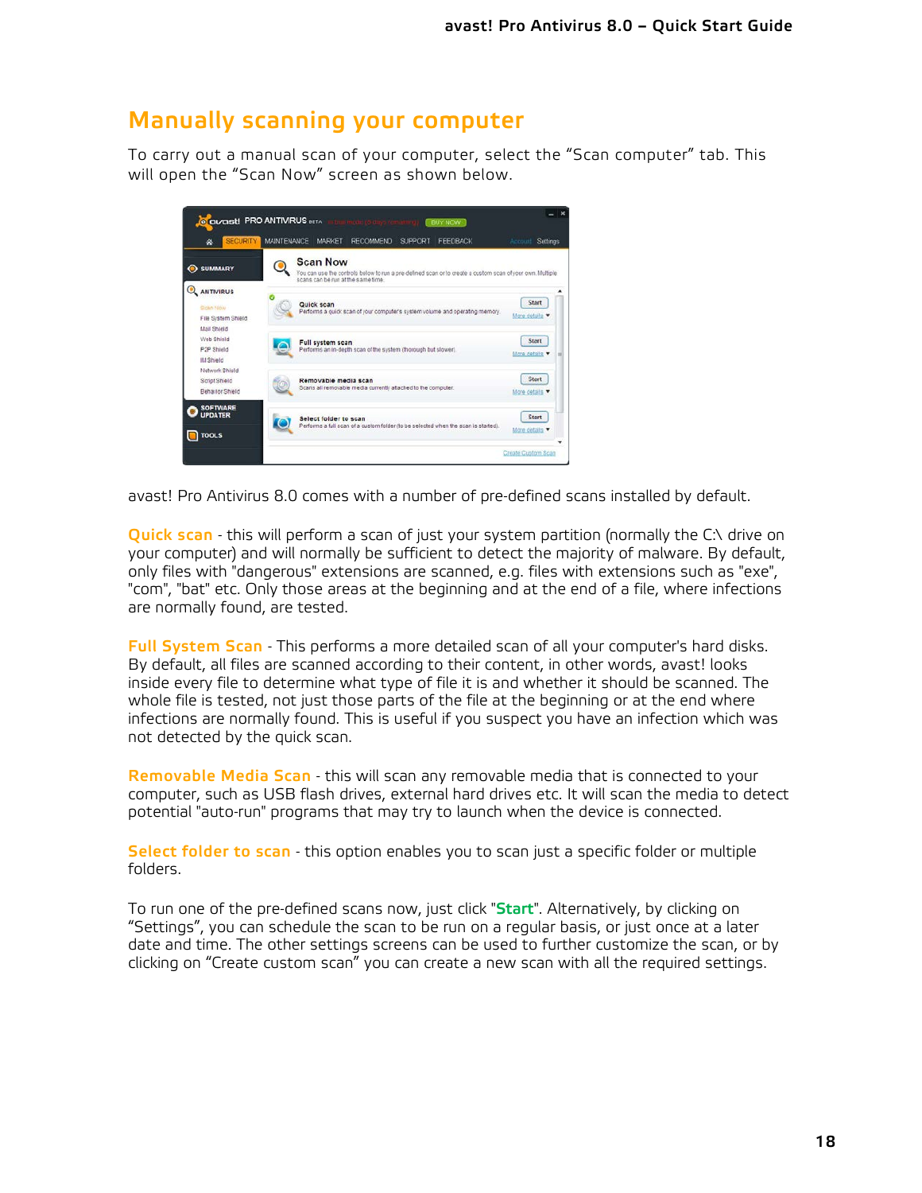## Manually scanning your computer

To carry out a manual scan of your computer, select the “Scan computer” tab. This will open the “Scan Now” screen as shown below.

avast! Pro Antivirus 8.0 comes with a number of pre-defined scans installed by default.

**Quick scan** - this will perform a scan of just your system partition (normally the C:\ drive on your computer) and will normally be sufficient to detect the majority of malware. By default, only files with "dangerous" extensions are scanned, e.g. files with extensions such as "exe", "com", "bat" etc. Only those areas at the beginning and at the end of a file, where infections are normally found, are tested.

**Full System Scan** - This performs a more detailed scan of all your computer's hard disks. By default, all files are scanned according to their content, in other words, avast! looks inside every file to determine what type of file it is and whether it should be scanned. The whole file is tested, not just those parts of the file at the beginning or at the end where infections are normally found. This is useful if you suspect you have an infection which was not detected by the quick scan.

**Removable Media Scan** - this will scan any removable media that is connected to your computer, such as USB flash drives, external hard drives etc. It will scan the media to detect potential "auto-run" programs that may try to launch when the device is connected.

**Select folder to scan** - this option enables you to scan just a specific folder or multiple folders.

To run one of the pre-defined scans now, just click "**Start**". Alternatively, by clicking on “Settings”, you can schedule the scan to be run on a regular basis, or just once at a later date and time. The other settings screens can be used to further customize the scan, or by clicking on “Create custom scan” you can create a new scan with all the required settings.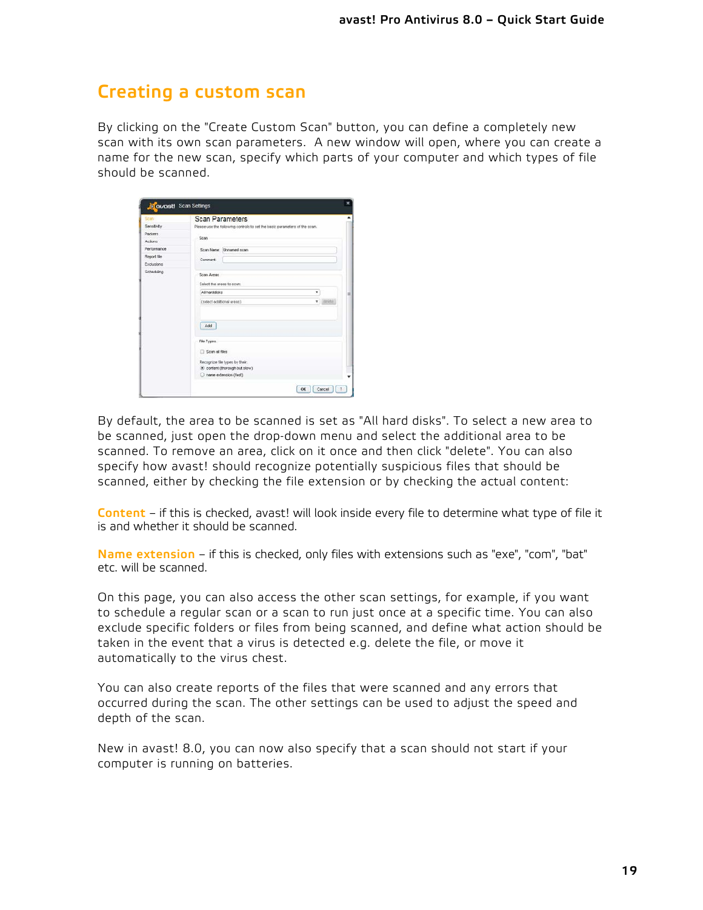## Creating a custom scan

By clicking on the "Create Custom Scan" button, you can define a completely new scan with its own scan parameters. A new window will open, where you can create a name for the new scan, specify which parts of your computer and which types of file should be scanned.

By default, the area to be scanned is set as "All hard disks". To select a new area to be scanned, just open the drop-down menu and select the additional area to be scanned. To remove an area, click on it once and then click "delete". You can also specify how avast! should recognize potentially suspicious files that should be scanned, either by checking the file extension or by checking the actual content:

**Content** – if this is checked, avast! will look inside every file to determine what type of file it is and whether it should be scanned.

**Name extension** – if this is checked, only files with extensions such as "exe", "com", "bat" etc. will be scanned.

On this page, you can also access the other scan settings, for example, if you want to schedule a regular scan or a scan to run just once at a specific time. You can also exclude specific folders or files from being scanned, and define what action should be taken in the event that a virus is detected e.g. delete the file, or move it automatically to the virus chest.

You can also create reports of the files that were scanned and any errors that occurred during the scan. The other settings can be used to adjust the speed and depth of the scan.

New in avast! 8.0, you can now also specify that a scan should not start if your computer is running on batteries.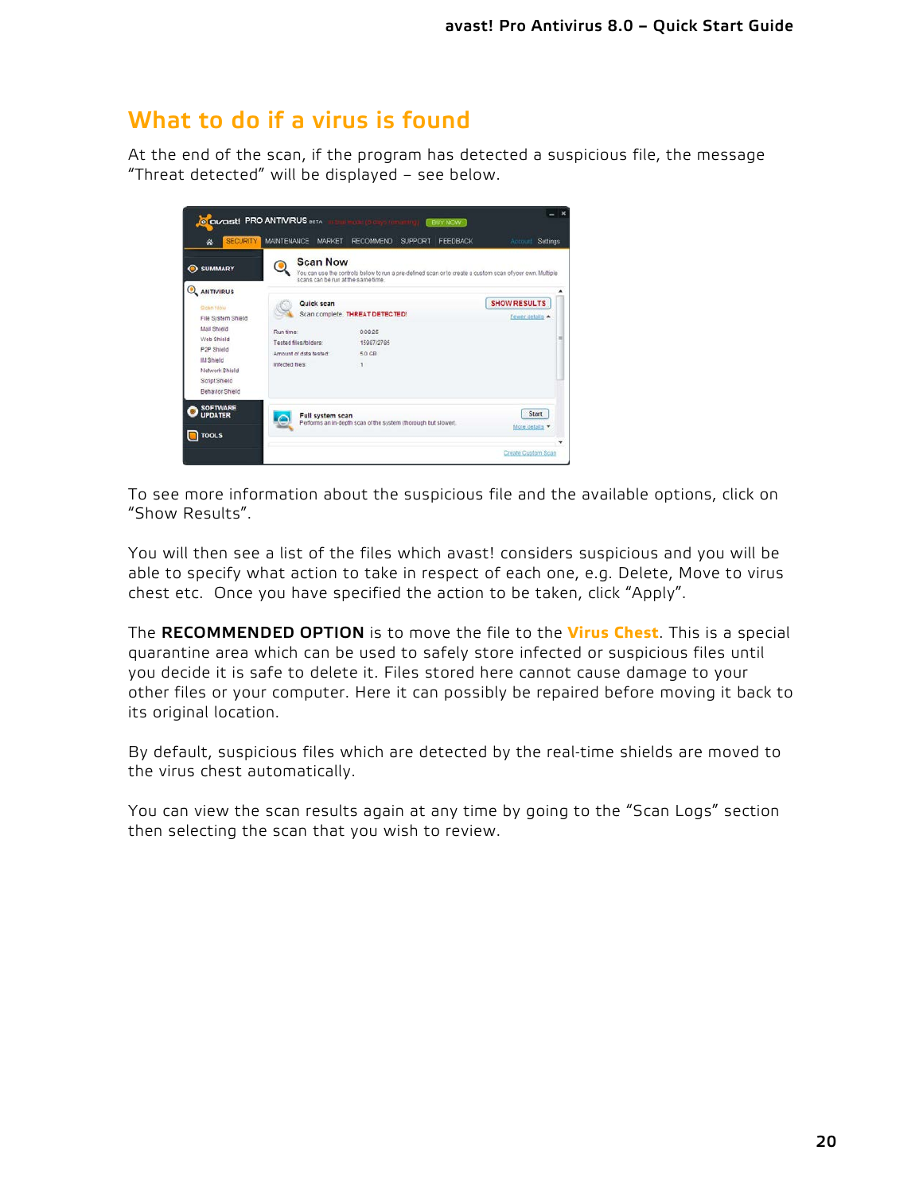## What to do if a virus is found

At the end of the scan, if the program has detected a suspicious file, the message "Threat detected" will be displayed – see below.

To see more information about the suspicious file and the available options, click on "Show Results".

You will then see a list of the files which avast! considers suspicious and you will be able to specify what action to take in respect of each one, e.g. Delete, Move to virus chest etc. Once you have specified the action to be taken, click "Apply".

The **RECOMMENDED OPTION** is to move the file to the **Virus Chest**. This is a special quarantine area which can be used to safely store infected or suspicious files until you decide it is safe to delete it. Files stored here cannot cause damage to your other files or your computer. Here it can possibly be repaired before moving it back to its original location.

By default, suspicious files which are detected by the real-time shields are moved to the virus chest automatically.

You can view the scan results again at any time by going to the "Scan Logs" section then selecting the scan that you wish to review.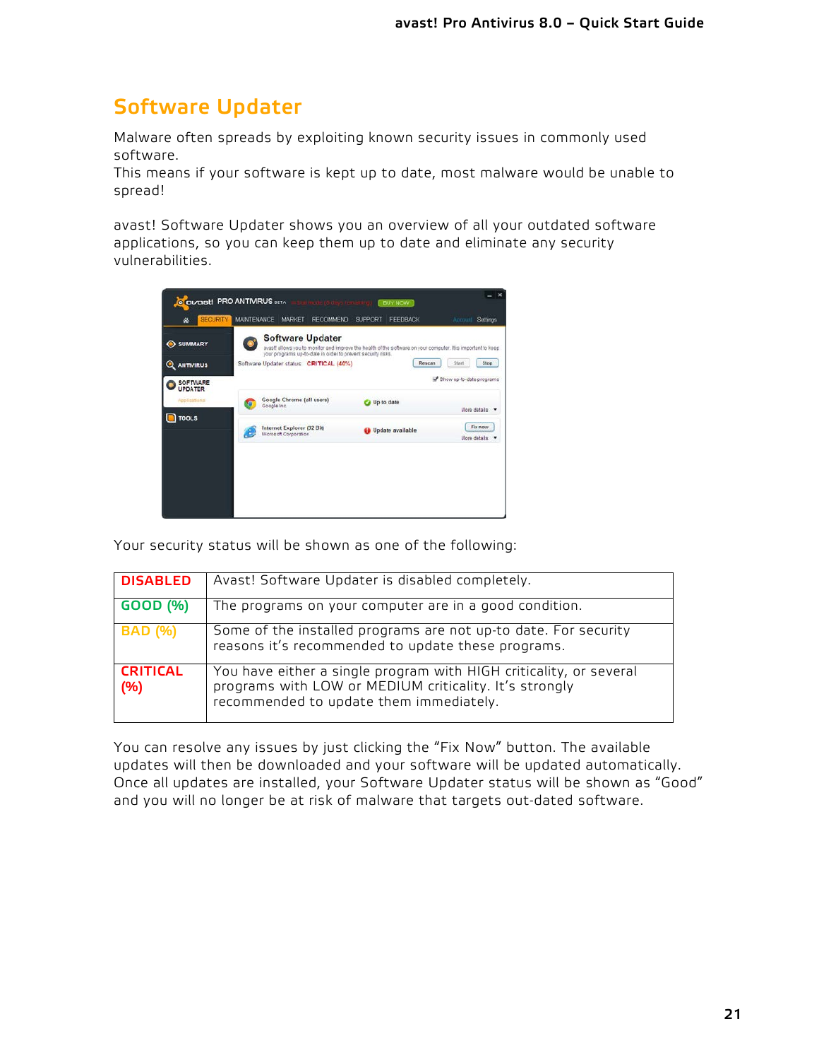# Software Updater

Malware often spreads by exploiting known security issues in commonly used software.
This means if your software is kept up to date, most malware would be unable to spread!

avast! Software Updater shows you an overview of all your outdated software applications, so you can keep them up to date and eliminate any security vulnerabilities.

Your security status will be shown as one of the following:

| Status | Description |
|---|---|
| DISABLED | Avast! Software Updater is disabled completely. |
| GOOD (%) | The programs on your computer are in a good condition. |
| BAD (%) | Some of the installed programs are not up-to date. For security reasons it's recommended to update these programs. |
| CRITICAL (%) | You have either a single program with HIGH criticality, or several programs with LOW or MEDIUM criticality. It's strongly recommended to update them immediately. |

You can resolve any issues by just clicking the "Fix Now" button. The available updates will then be downloaded and your software will be updated automatically. Once all updates are installed, your Software Updater status will be shown as "Good" and you will no longer be at risk of malware that targets out-dated software.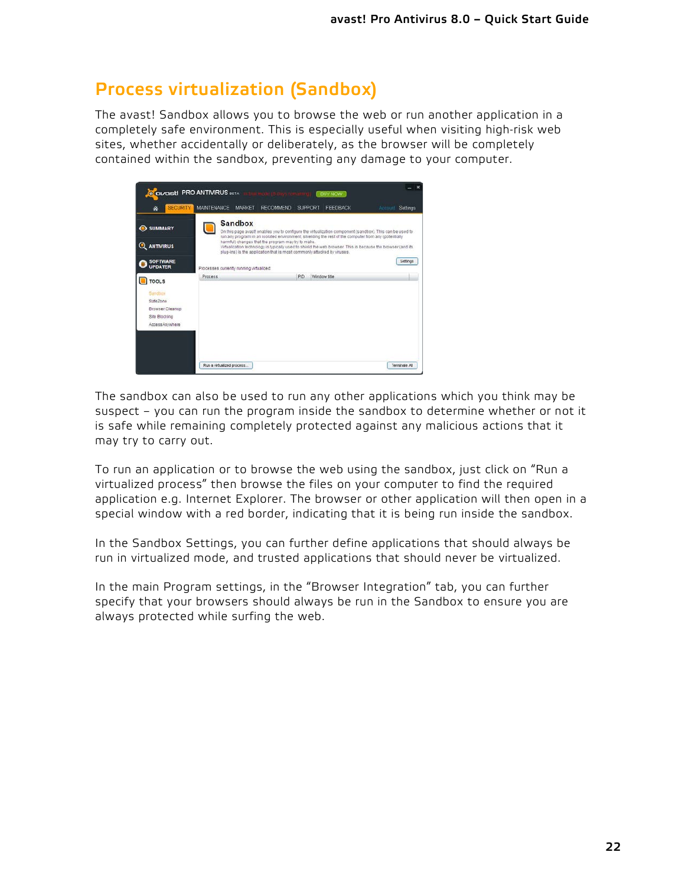# Process virtualization (Sandbox)

The avast! Sandbox allows you to browse the web or run another application in a completely safe environment. This is especially useful when visiting high-risk web sites, whether accidentally or deliberately, as the browser will be completely contained within the sandbox, preventing any damage to your computer.

The sandbox can also be used to run any other applications which you think may be suspect – you can run the program inside the sandbox to determine whether or not it is safe while remaining completely protected against any malicious actions that it may try to carry out.

To run an application or to browse the web using the sandbox, just click on "Run a virtualized process" then browse the files on your computer to find the required application e.g. Internet Explorer. The browser or other application will then open in a special window with a red border, indicating that it is being run inside the sandbox.

In the Sandbox Settings, you can further define applications that should always be run in virtualized mode, and trusted applications that should never be virtualized.

In the main Program settings, in the "Browser Integration" tab, you can further specify that your browsers should always be run in the Sandbox to ensure you are always protected while surfing the web.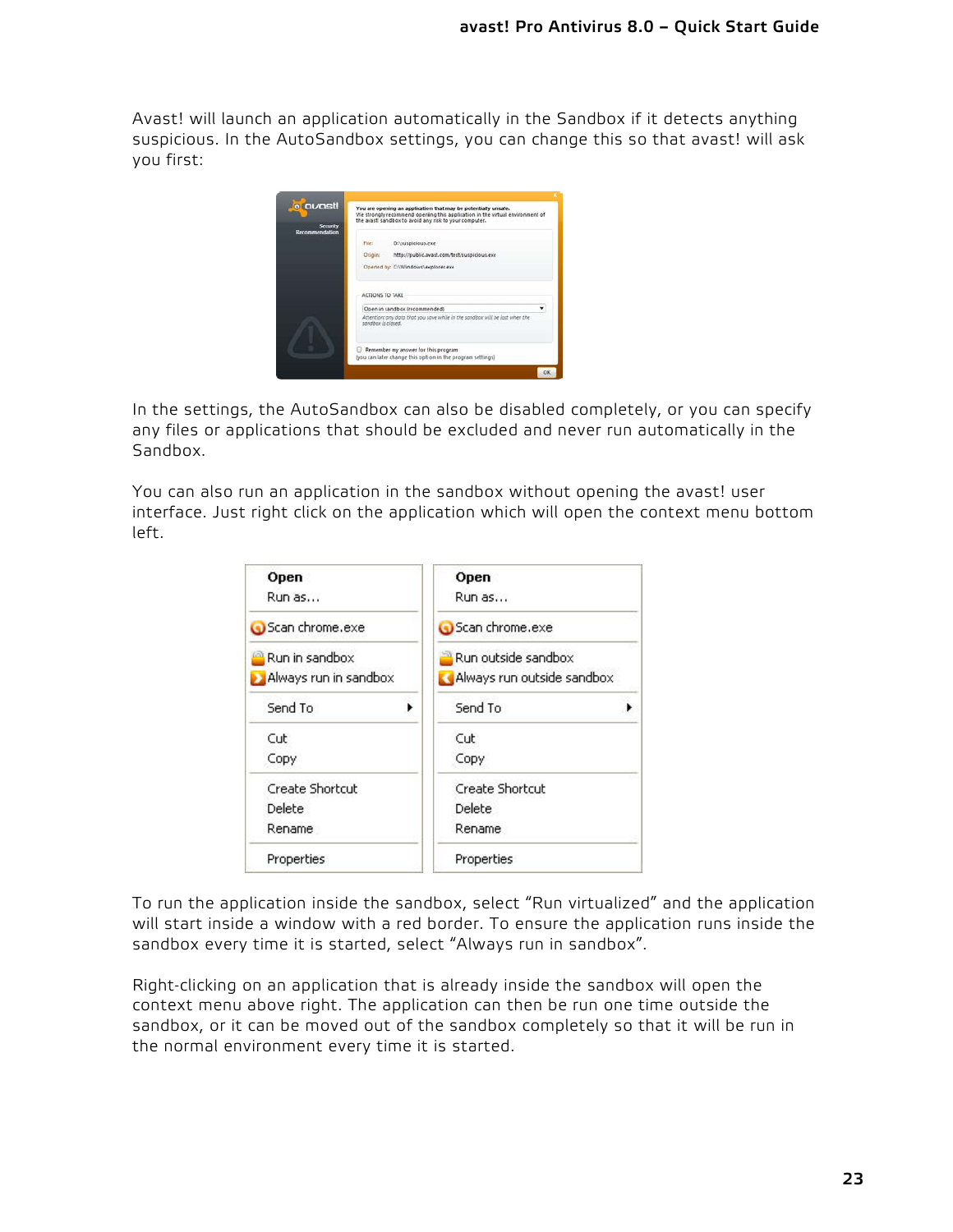Avast! will launch an application automatically in the Sandbox if it detects anything suspicious. In the AutoSandbox settings, you can change this so that avast! will ask you first:

In the settings, the AutoSandbox can also be disabled completely, or you can specify any files or applications that should be excluded and never run automatically in the Sandbox.

You can also run an application in the sandbox without opening the avast! user interface. Just right click on the application which will open the context menu bottom left.

To run the application inside the sandbox, select "Run virtualized" and the application will start inside a window with a red border. To ensure the application runs inside the sandbox every time it is started, select "Always run in sandbox".

Right-clicking on an application that is already inside the sandbox will open the context menu above right. The application can then be run one time outside the sandbox, or it can be moved out of the sandbox completely so that it will be run in the normal environment every time it is started.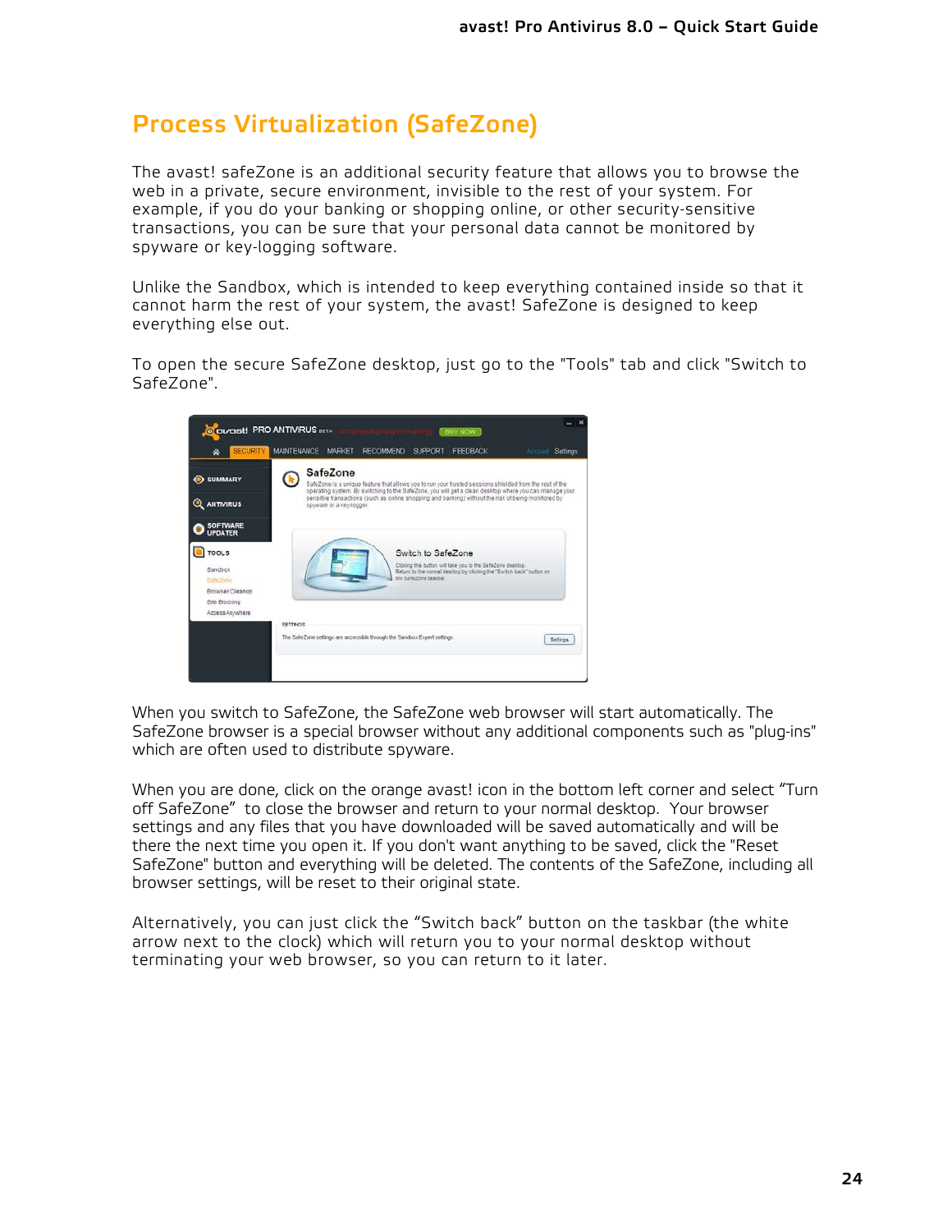# Process Virtualization (SafeZone)

The avast! safeZone is an additional security feature that allows you to browse the web in a private, secure environment, invisible to the rest of your system. For example, if you do your banking or shopping online, or other security-sensitive transactions, you can be sure that your personal data cannot be monitored by spyware or key-logging software.

Unlike the Sandbox, which is intended to keep everything contained inside so that it cannot harm the rest of your system, the avast! SafeZone is designed to keep everything else out.

To open the secure SafeZone desktop, just go to the "Tools" tab and click "Switch to SafeZone".

When you switch to SafeZone, the SafeZone web browser will start automatically. The SafeZone browser is a special browser without any additional components such as "plug-ins" which are often used to distribute spyware.

When you are done, click on the orange avast! icon in the bottom left corner and select "Turn off SafeZone" to close the browser and return to your normal desktop. Your browser settings and any files that you have downloaded will be saved automatically and will be there the next time you open it. If you don't want anything to be saved, click the "Reset SafeZone" button and everything will be deleted. The contents of the SafeZone, including all browser settings, will be reset to their original state.

Alternatively, you can just click the "Switch back" button on the taskbar (the white arrow next to the clock) which will return you to your normal desktop without terminating your web browser, so you can return to it later.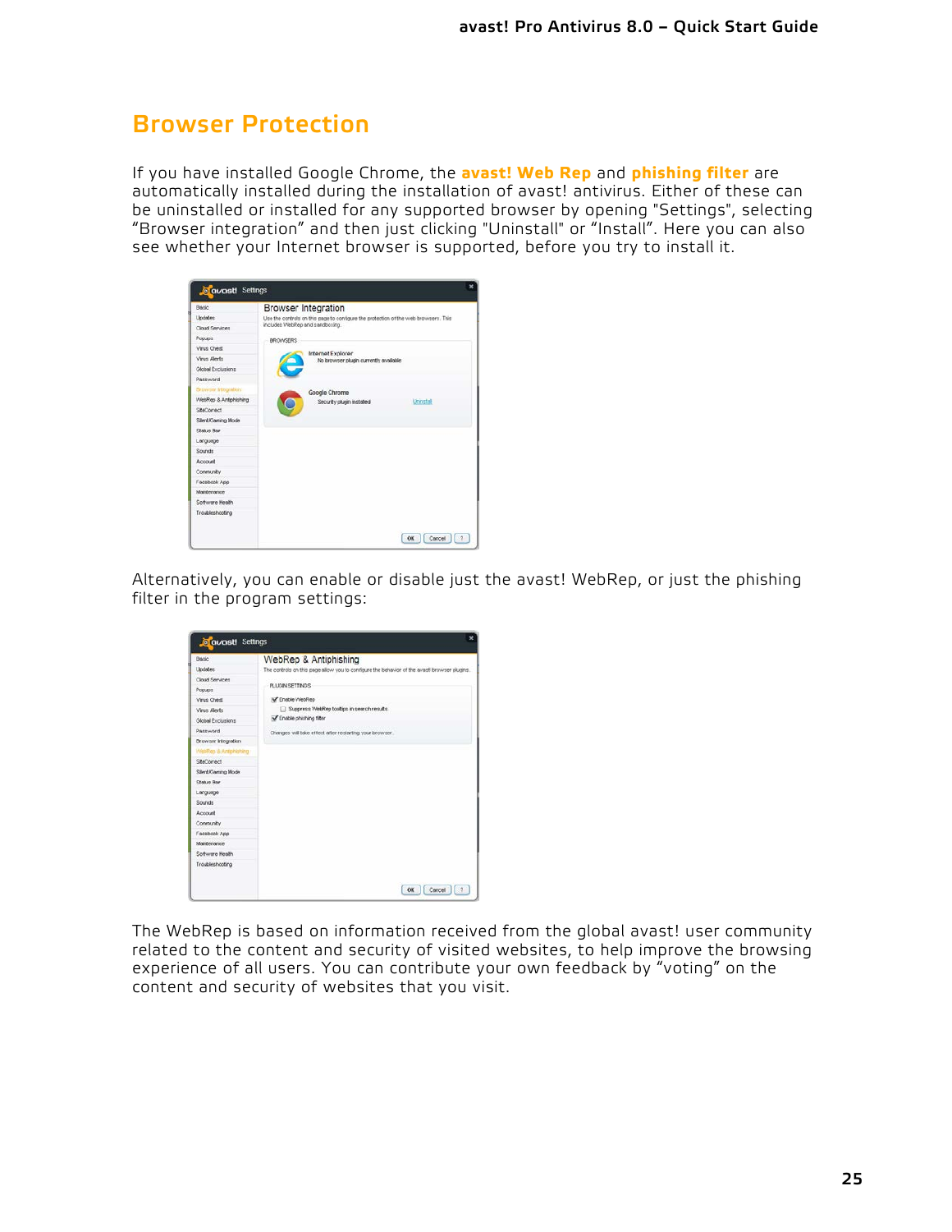# Browser Protection

If you have installed Google Chrome, the **avast! Web Rep** and **phishing filter** are automatically installed during the installation of avast! antivirus. Either of these can be uninstalled or installed for any supported browser by opening "Settings", selecting “Browser integration” and then just clicking "Uninstall" or “Install”. Here you can also see whether your Internet browser is supported, before you try to install it.

Alternatively, you can enable or disable just the avast! WebRep, or just the phishing filter in the program settings:

The WebRep is based on information received from the global avast! user community related to the content and security of visited websites, to help improve the browsing experience of all users. You can contribute your own feedback by “voting” on the content and security of websites that you visit.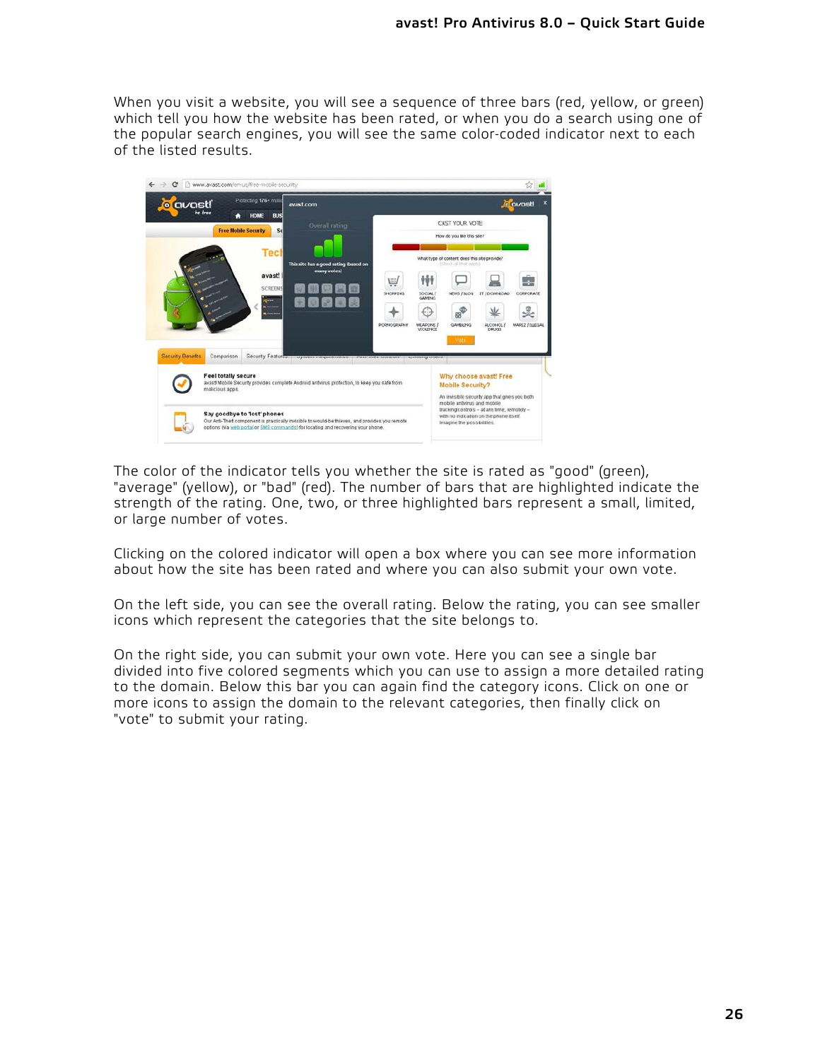When you visit a website, you will see a sequence of three bars (red, yellow, or green) which tell you how the website has been rated, or when you do a search using one of the popular search engines, you will see the same color-coded indicator next to each of the listed results.

The color of the indicator tells you whether the site is rated as "good" (green), "average" (yellow), or "bad" (red). The number of bars that are highlighted indicate the strength of the rating. One, two, or three highlighted bars represent a small, limited, or large number of votes.

Clicking on the colored indicator will open a box where you can see more information about how the site has been rated and where you can also submit your own vote.

On the left side, you can see the overall rating. Below the rating, you can see smaller icons which represent the categories that the site belongs to.

On the right side, you can submit your own vote. Here you can see a single bar divided into five colored segments which you can use to assign a more detailed rating to the domain. Below this bar you can again find the category icons. Click on one or more icons to assign the domain to the relevant categories, then finally click on "vote" to submit your rating.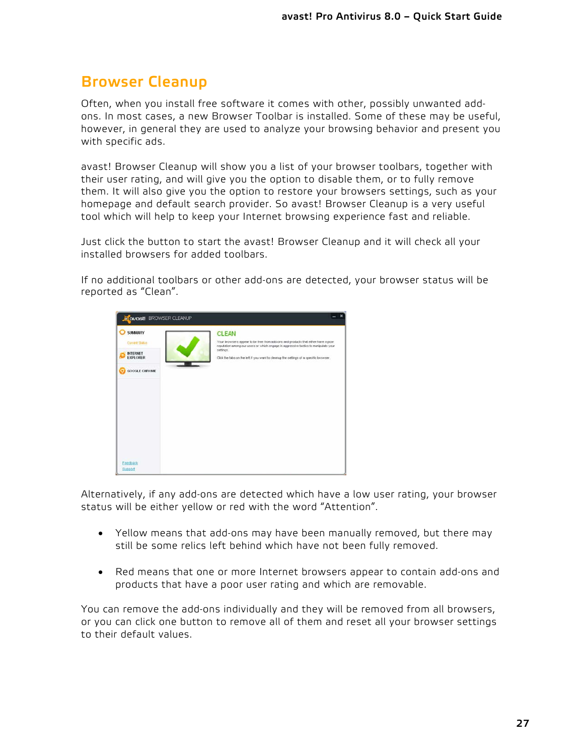# Browser Cleanup

Often, when you install free software it comes with other, possibly unwanted add-ons. In most cases, a new Browser Toolbar is installed. Some of these may be useful, however, in general they are used to analyze your browsing behavior and present you with specific ads.

avast! Browser Cleanup will show you a list of your browser toolbars, together with their user rating, and will give you the option to disable them, or to fully remove them. It will also give you the option to restore your browsers settings, such as your homepage and default search provider. So avast! Browser Cleanup is a very useful tool which will help to keep your Internet browsing experience fast and reliable.

Just click the button to start the avast! Browser Cleanup and it will check all your installed browsers for added toolbars.

If no additional toolbars or other add-ons are detected, your browser status will be reported as "Clean".

Alternatively, if any add-ons are detected which have a low user rating, your browser status will be either yellow or red with the word "Attention".

- Yellow means that add-ons may have been manually removed, but there may still be some relics left behind which have not been fully removed.
- Red means that one or more Internet browsers appear to contain add-ons and products that have a poor user rating and which are removable.

You can remove the add-ons individually and they will be removed from all browsers, or you can click one button to remove all of them and reset all your browser settings to their default values.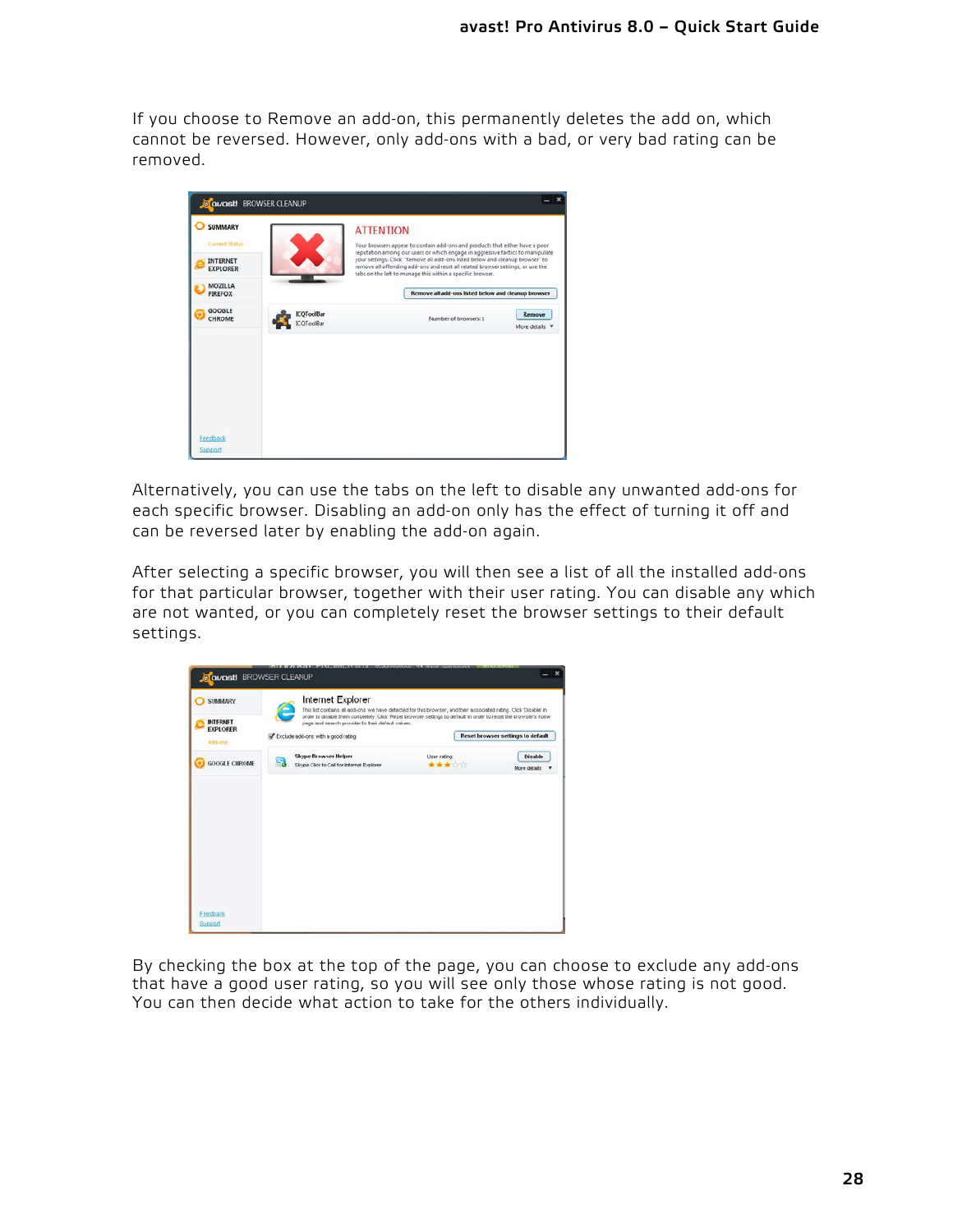If you choose to Remove an add-on, this permanently deletes the add on, which cannot be reversed. However, only add-ons with a bad, or very bad rating can be removed.

Alternatively, you can use the tabs on the left to disable any unwanted add-ons for each specific browser. Disabling an add-on only has the effect of turning it off and can be reversed later by enabling the add-on again.

After selecting a specific browser, you will then see a list of all the installed add-ons for that particular browser, together with their user rating. You can disable any which are not wanted, or you can completely reset the browser settings to their default settings.

By checking the box at the top of the page, you can choose to exclude any add-ons that have a good user rating, so you will see only those whose rating is not good. You can then decide what action to take for the others individually.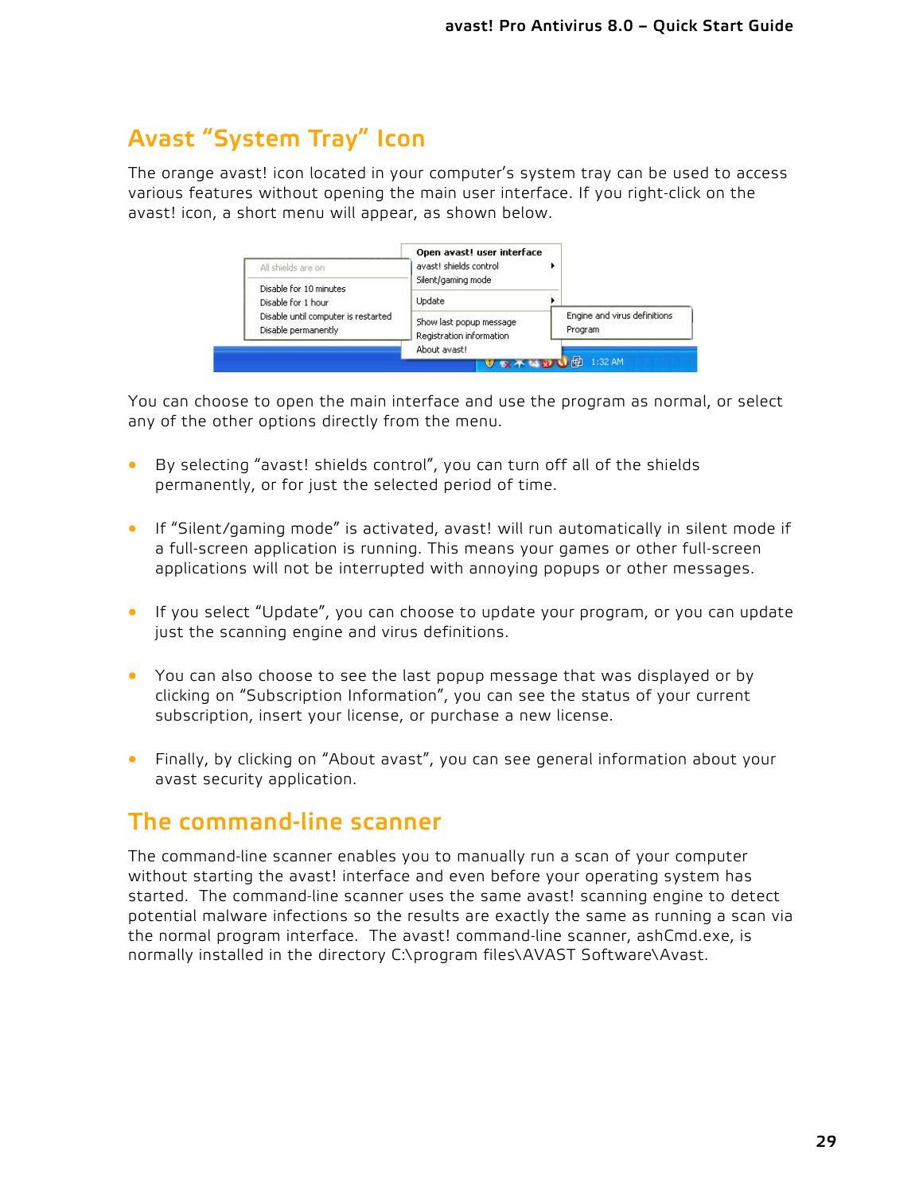## Avast "System Tray" Icon

The orange avast! icon located in your computer's system tray can be used to access various features without opening the main user interface. If you right-click on the avast! icon, a short menu will appear, as shown below.

You can choose to open the main interface and use the program as normal, or select any of the other options directly from the menu.

- By selecting "avast! shields control", you can turn off all of the shields permanently, or for just the selected period of time.
- If "Silent/gaming mode" is activated, avast! will run automatically in silent mode if a full-screen application is running. This means your games or other full-screen applications will not be interrupted with annoying popups or other messages.
- If you select "Update", you can choose to update your program, or you can update just the scanning engine and virus definitions.
- You can also choose to see the last popup message that was displayed or by clicking on "Subscription Information", you can see the status of your current subscription, insert your license, or purchase a new license.
- Finally, by clicking on "About avast", you can see general information about your avast security application.

## The command-line scanner

The command-line scanner enables you to manually run a scan of your computer without starting the avast! interface and even before your operating system has started. The command-line scanner uses the same avast! scanning engine to detect potential malware infections so the results are exactly the same as running a scan via the normal program interface. The avast! command-line scanner, ashCmd.exe, is normally installed in the directory C:\program files\AVAST Software\Avast.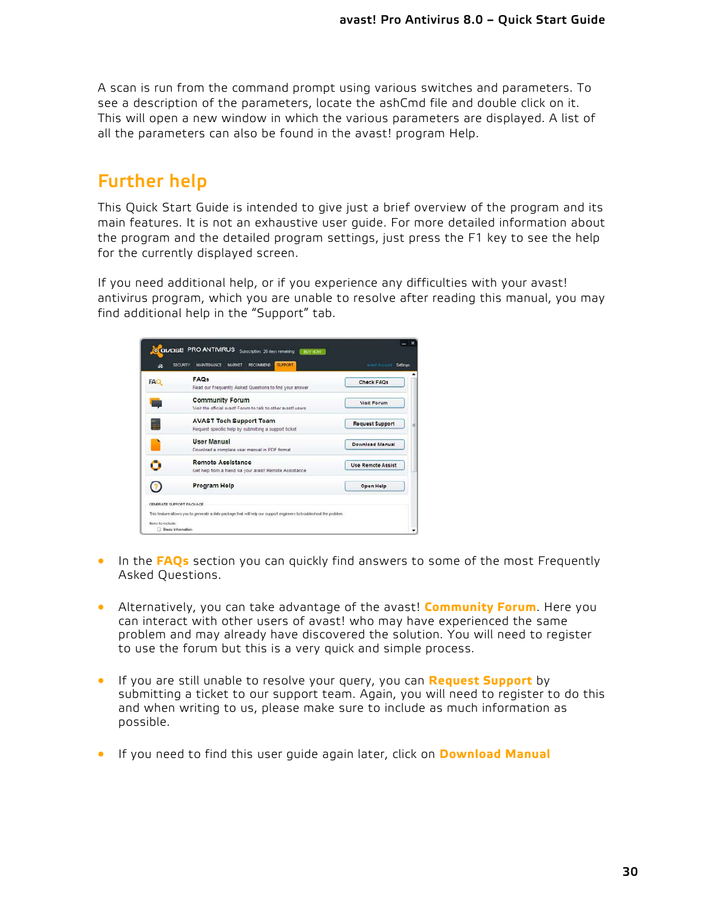A scan is run from the command prompt using various switches and parameters. To see a description of the parameters, locate the ashCmd file and double click on it. This will open a new window in which the various parameters are displayed. A list of all the parameters can also be found in the avast! program Help.

## Further help

This Quick Start Guide is intended to give just a brief overview of the program and its main features. It is not an exhaustive user guide. For more detailed information about the program and the detailed program settings, just press the F1 key to see the help for the currently displayed screen.

If you need additional help, or if you experience any difficulties with your avast! antivirus program, which you are unable to resolve after reading this manual, you may find additional help in the "Support" tab.

- In the **FAQs** section you can quickly find answers to some of the most Frequently Asked Questions.

- Alternatively, you can take advantage of the avast! **Community Forum**. Here you can interact with other users of avast! who may have experienced the same problem and may already have discovered the solution. You will need to register to use the forum but this is a very quick and simple process.

- If you are still unable to resolve your query, you can **Request Support** by submitting a ticket to our support team. Again, you will need to register to do this and when writing to us, please make sure to include as much information as possible.

- If you need to find this user guide again later, click on **Download Manual**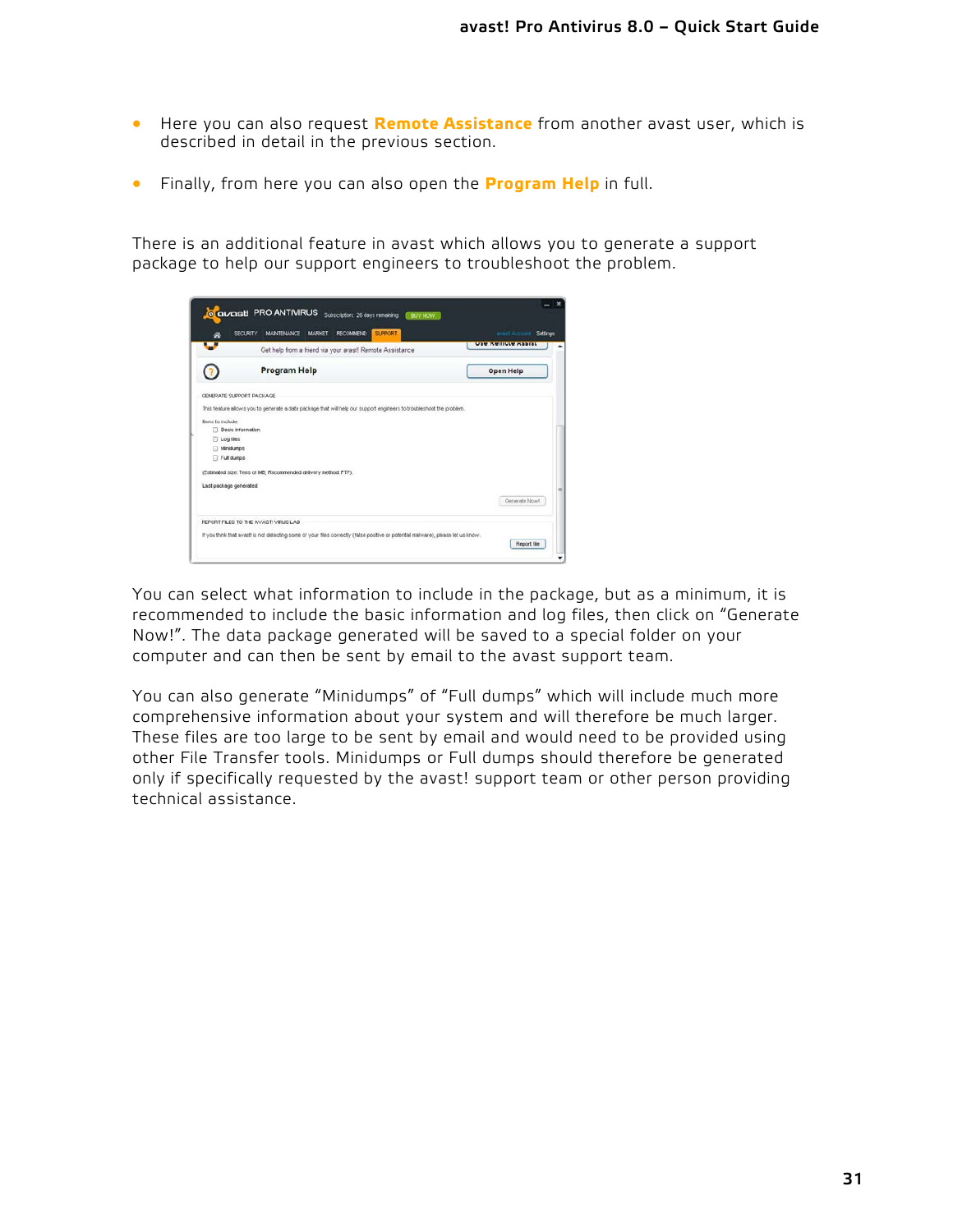- Here you can also request **Remote Assistance** from another avast user, which is described in detail in the previous section.

- Finally, from here you can also open the **Program Help** in full.

There is an additional feature in avast which allows you to generate a support package to help our support engineers to troubleshoot the problem.

You can select what information to include in the package, but as a minimum, it is recommended to include the basic information and log files, then click on “Generate Now!”. The data package generated will be saved to a special folder on your computer and can then be sent by email to the avast support team.

You can also generate “Minidumps” of “Full dumps” which will include much more comprehensive information about your system and will therefore be much larger. These files are too large to be sent by email and would need to be provided using other File Transfer tools. Minidumps or Full dumps should therefore be generated only if specifically requested by the avast! support team or other person providing technical assistance.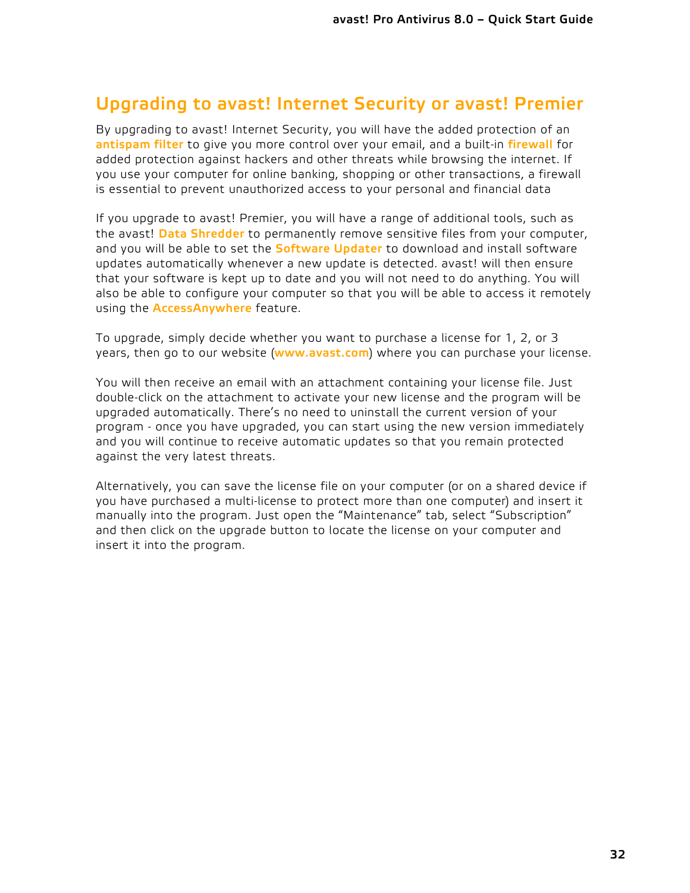## Upgrading to avast! Internet Security or avast! Premier

By upgrading to avast! Internet Security, you will have the added protection of an **antispam filter** to give you more control over your email, and a built-in **firewall** for added protection against hackers and other threats while browsing the internet. If you use your computer for online banking, shopping or other transactions, a firewall is essential to prevent unauthorized access to your personal and financial data

If you upgrade to avast! Premier, you will have a range of additional tools, such as the avast! **Data Shredder** to permanently remove sensitive files from your computer, and you will be able to set the **Software Updater** to download and install software updates automatically whenever a new update is detected. avast! will then ensure that your software is kept up to date and you will not need to do anything. You will also be able to configure your computer so that you will be able to access it remotely using the **AccessAnywhere** feature.

To upgrade, simply decide whether you want to purchase a license for 1, 2, or 3 years, then go to our website (**www.avast.com**) where you can purchase your license.

You will then receive an email with an attachment containing your license file. Just double-click on the attachment to activate your new license and the program will be upgraded automatically. There's no need to uninstall the current version of your program - once you have upgraded, you can start using the new version immediately and you will continue to receive automatic updates so that you remain protected against the very latest threats.

Alternatively, you can save the license file on your computer (or on a shared device if you have purchased a multi-license to protect more than one computer) and insert it manually into the program. Just open the "Maintenance" tab, select "Subscription" and then click on the upgrade button to locate the license on your computer and insert it into the program.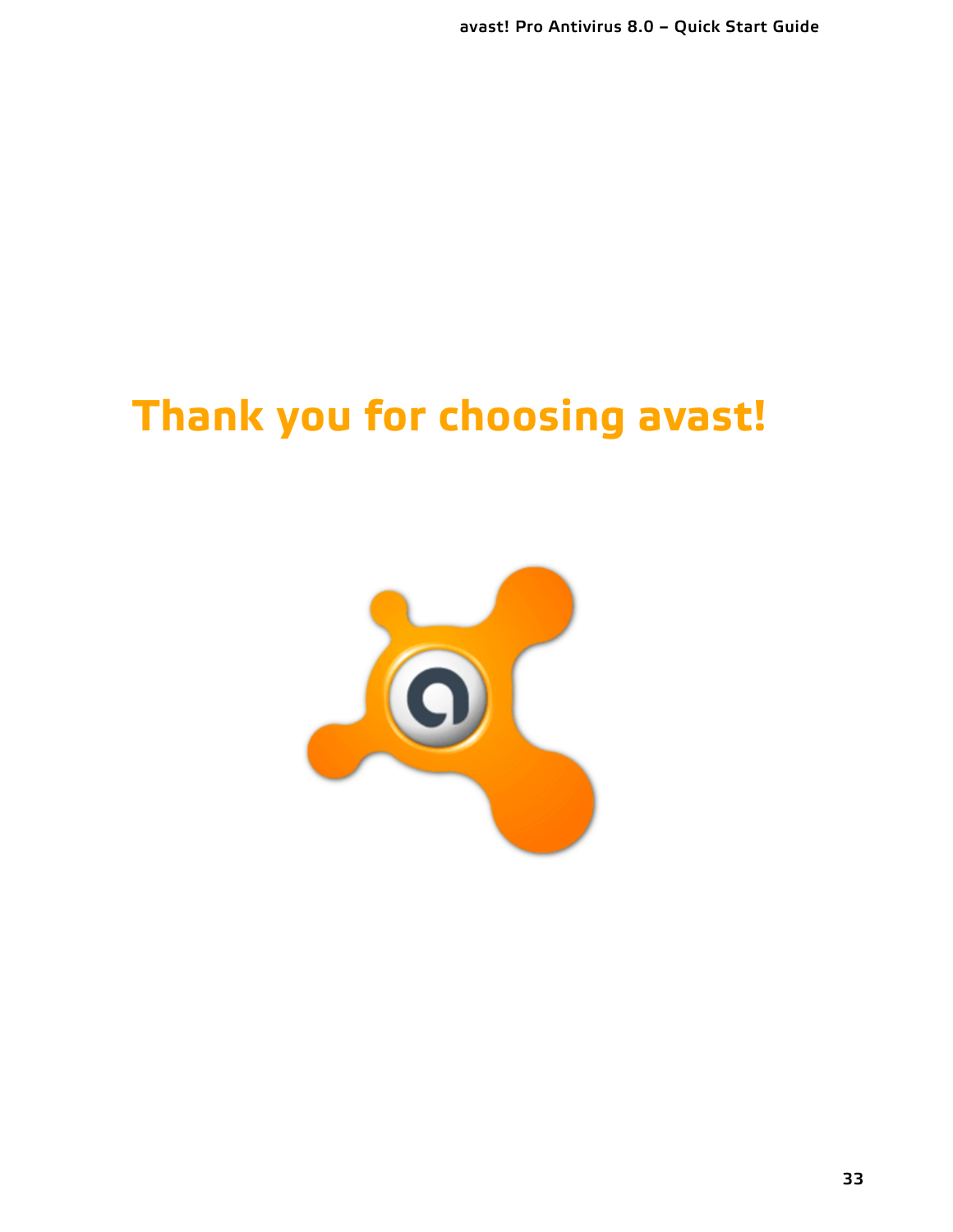# Thank you for choosing avast!